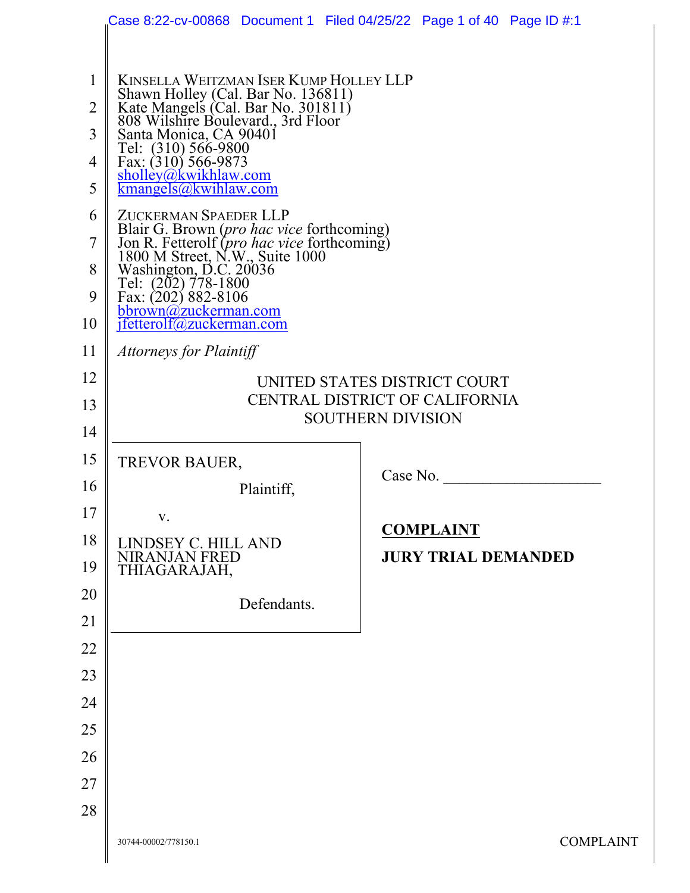KINSELLA WEITZMAN ISER KUMP HOLLEY LLP
Shawn Holley (Cal. Bar No. 136811)
Kate Mangels (Cal. Bar No. 301811)
808 Wilshire Boulevard., 3rd Floor
Santa Monica, CA 90401
Tel: (310) 566-9800
Fax: (310) 566-9873
sholley@kwikhlaw.com
kmangels@kwihlaw.com

ZUCKERMAN SPAEDER LLP
Blair G. Brown (*pro hac vice* forthcoming)
Jon R. Fetterolf (*pro hac vice* forthcoming)
1800 M Street, N.W., Suite 1000
Washington, D.C. 20036
Tel: (202) 778-1800
Fax: (202) 882-8106
bbrown@zuckerman.com
jfetterolf@zuckerman.com

*Attorneys for Plaintiff*

UNITED STATES DISTRICT COURT
CENTRAL DISTRICT OF CALIFORNIA
SOUTHERN DIVISION

TREVOR BAUER,

Plaintiff,

v.

LINDSEY C. HILL AND NIRANJAN FRED THIAGARAJAH,

Defendants.

Case No. ____________________

**COMPLAINT**

**JURY TRIAL DEMANDED**

30744-00002/778150.1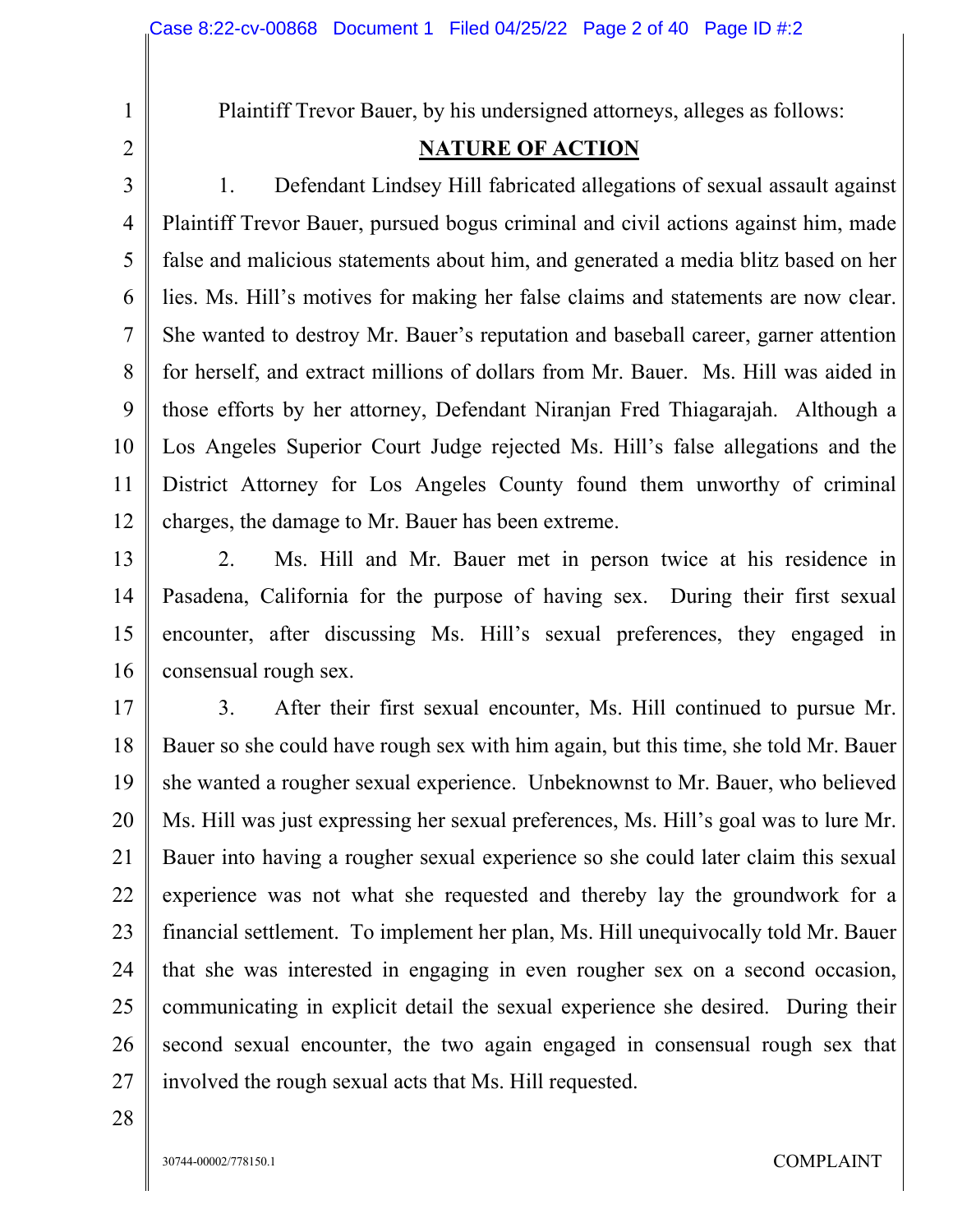Plaintiff Trevor Bauer, by his undersigned attorneys, alleges as follows:

## NATURE OF ACTION

1. Defendant Lindsey Hill fabricated allegations of sexual assault against Plaintiff Trevor Bauer, pursued bogus criminal and civil actions against him, made false and malicious statements about him, and generated a media blitz based on her lies. Ms. Hill's motives for making her false claims and statements are now clear. She wanted to destroy Mr. Bauer's reputation and baseball career, garner attention for herself, and extract millions of dollars from Mr. Bauer. Ms. Hill was aided in those efforts by her attorney, Defendant Niranjan Fred Thiagarajah. Although a Los Angeles Superior Court Judge rejected Ms. Hill's false allegations and the District Attorney for Los Angeles County found them unworthy of criminal charges, the damage to Mr. Bauer has been extreme.

2. Ms. Hill and Mr. Bauer met in person twice at his residence in Pasadena, California for the purpose of having sex. During their first sexual encounter, after discussing Ms. Hill's sexual preferences, they engaged in consensual rough sex.

3. After their first sexual encounter, Ms. Hill continued to pursue Mr. Bauer so she could have rough sex with him again, but this time, she told Mr. Bauer she wanted a rougher sexual experience. Unbeknownst to Mr. Bauer, who believed Ms. Hill was just expressing her sexual preferences, Ms. Hill's goal was to lure Mr. Bauer into having a rougher sexual experience so she could later claim this sexual experience was not what she requested and thereby lay the groundwork for a financial settlement. To implement her plan, Ms. Hill unequivocally told Mr. Bauer that she was interested in engaging in even rougher sex on a second occasion, communicating in explicit detail the sexual experience she desired. During their second sexual encounter, the two again engaged in consensual rough sex that involved the rough sexual acts that Ms. Hill requested.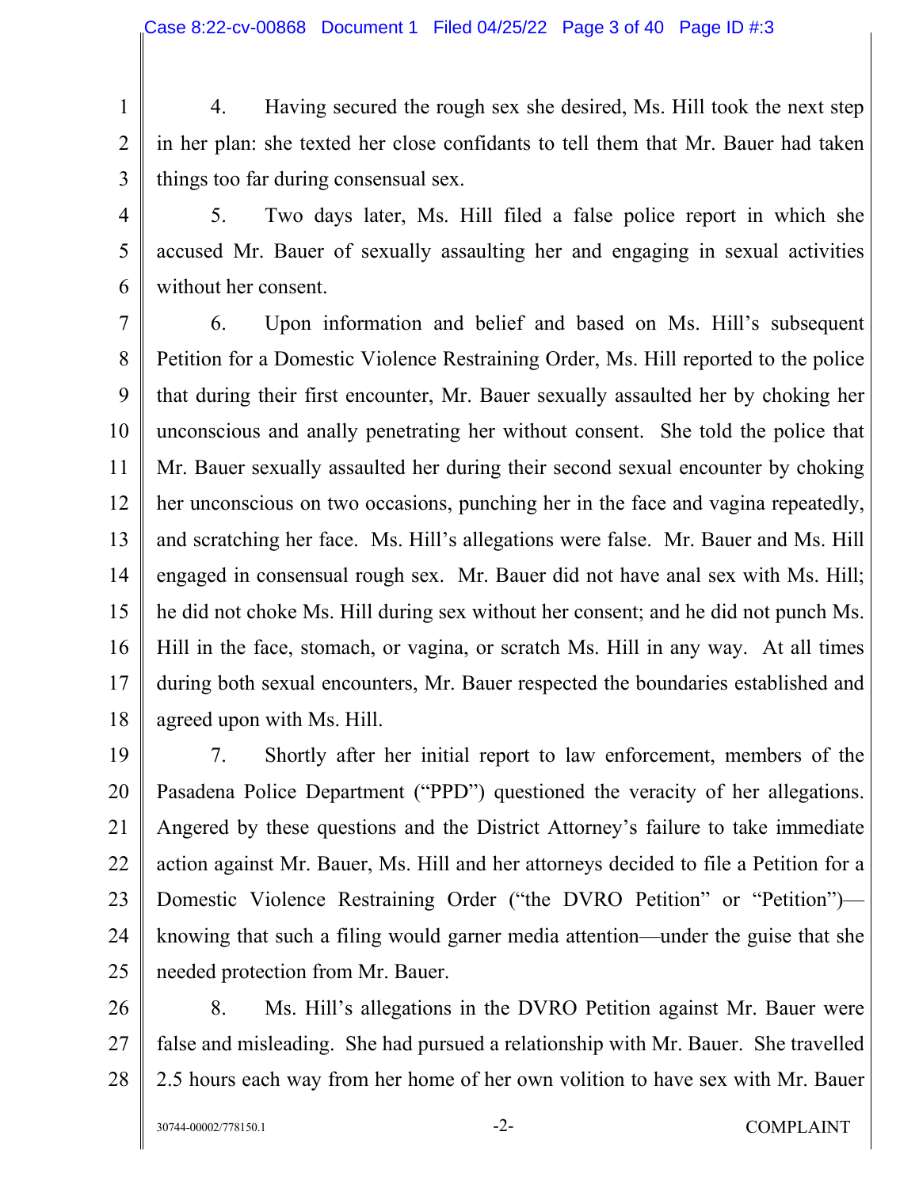4. Having secured the rough sex she desired, Ms. Hill took the next step in her plan: she texted her close confidants to tell them that Mr. Bauer had taken things too far during consensual sex.

5. Two days later, Ms. Hill filed a false police report in which she accused Mr. Bauer of sexually assaulting her and engaging in sexual activities without her consent.

6. Upon information and belief and based on Ms. Hill's subsequent Petition for a Domestic Violence Restraining Order, Ms. Hill reported to the police that during their first encounter, Mr. Bauer sexually assaulted her by choking her unconscious and anally penetrating her without consent. She told the police that Mr. Bauer sexually assaulted her during their second sexual encounter by choking her unconscious on two occasions, punching her in the face and vagina repeatedly, and scratching her face. Ms. Hill's allegations were false. Mr. Bauer and Ms. Hill engaged in consensual rough sex. Mr. Bauer did not have anal sex with Ms. Hill; he did not choke Ms. Hill during sex without her consent; and he did not punch Ms. Hill in the face, stomach, or vagina, or scratch Ms. Hill in any way. At all times during both sexual encounters, Mr. Bauer respected the boundaries established and agreed upon with Ms. Hill.

7. Shortly after her initial report to law enforcement, members of the Pasadena Police Department ("PPD") questioned the veracity of her allegations. Angered by these questions and the District Attorney's failure to take immediate action against Mr. Bauer, Ms. Hill and her attorneys decided to file a Petition for a Domestic Violence Restraining Order ("the DVRO Petition" or "Petition")—knowing that such a filing would garner media attention—under the guise that she needed protection from Mr. Bauer.

8. Ms. Hill's allegations in the DVRO Petition against Mr. Bauer were false and misleading. She had pursued a relationship with Mr. Bauer. She travelled 2.5 hours each way from her home of her own volition to have sex with Mr. Bauer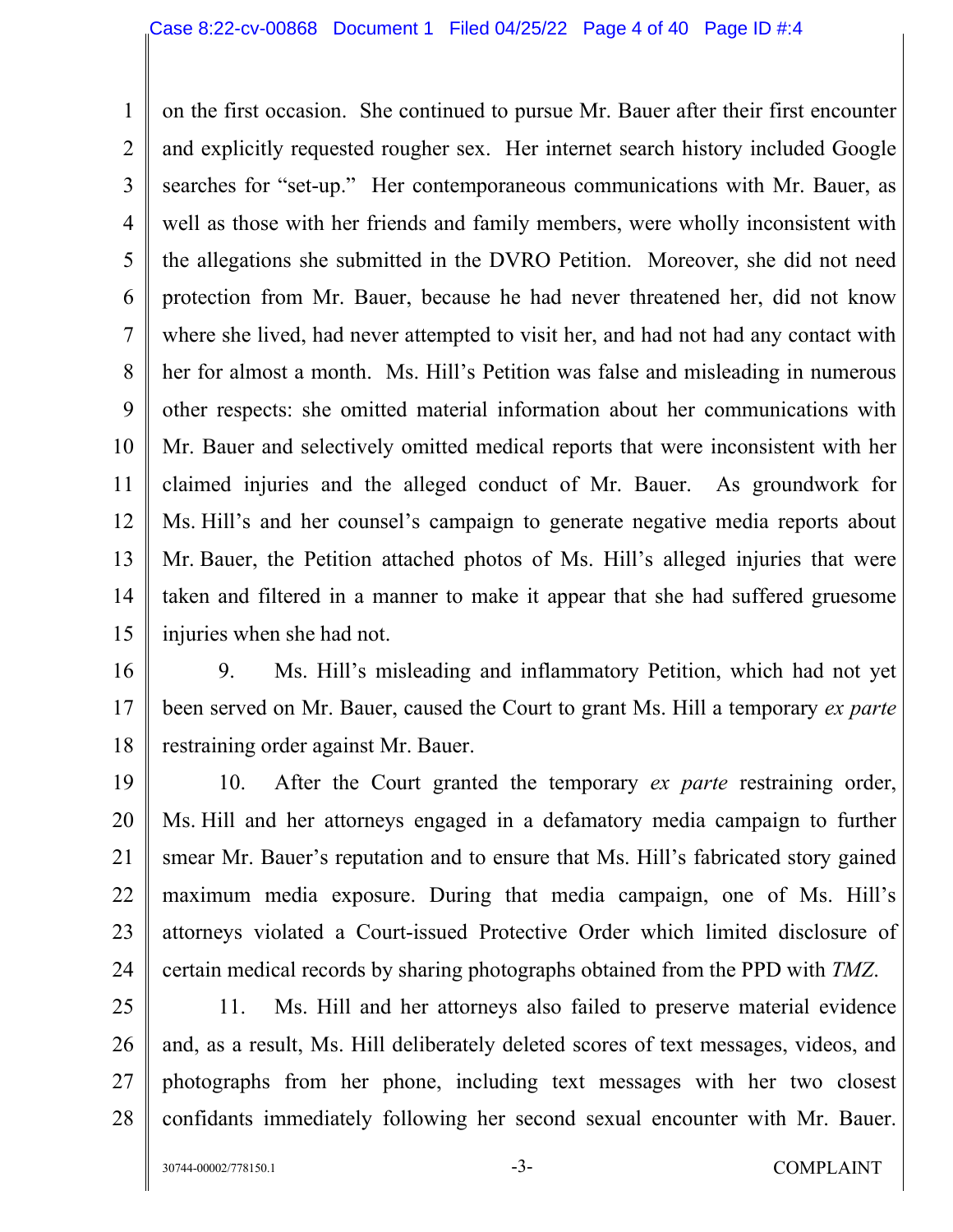on the first occasion. She continued to pursue Mr. Bauer after their first encounter and explicitly requested rougher sex. Her internet search history included Google searches for "set-up." Her contemporaneous communications with Mr. Bauer, as well as those with her friends and family members, were wholly inconsistent with the allegations she submitted in the DVRO Petition. Moreover, she did not need protection from Mr. Bauer, because he had never threatened her, did not know where she lived, had never attempted to visit her, and had not had any contact with her for almost a month. Ms. Hill's Petition was false and misleading in numerous other respects: she omitted material information about her communications with Mr. Bauer and selectively omitted medical reports that were inconsistent with her claimed injuries and the alleged conduct of Mr. Bauer. As groundwork for Ms. Hill's and her counsel's campaign to generate negative media reports about Mr. Bauer, the Petition attached photos of Ms. Hill's alleged injuries that were taken and filtered in a manner to make it appear that she had suffered gruesome injuries when she had not.

9. Ms. Hill's misleading and inflammatory Petition, which had not yet been served on Mr. Bauer, caused the Court to grant Ms. Hill a temporary *ex parte* restraining order against Mr. Bauer.

10. After the Court granted the temporary *ex parte* restraining order, Ms. Hill and her attorneys engaged in a defamatory media campaign to further smear Mr. Bauer's reputation and to ensure that Ms. Hill's fabricated story gained maximum media exposure. During that media campaign, one of Ms. Hill's attorneys violated a Court-issued Protective Order which limited disclosure of certain medical records by sharing photographs obtained from the PPD with *TMZ*.

11. Ms. Hill and her attorneys also failed to preserve material evidence and, as a result, Ms. Hill deliberately deleted scores of text messages, videos, and photographs from her phone, including text messages with her two closest confidants immediately following her second sexual encounter with Mr. Bauer.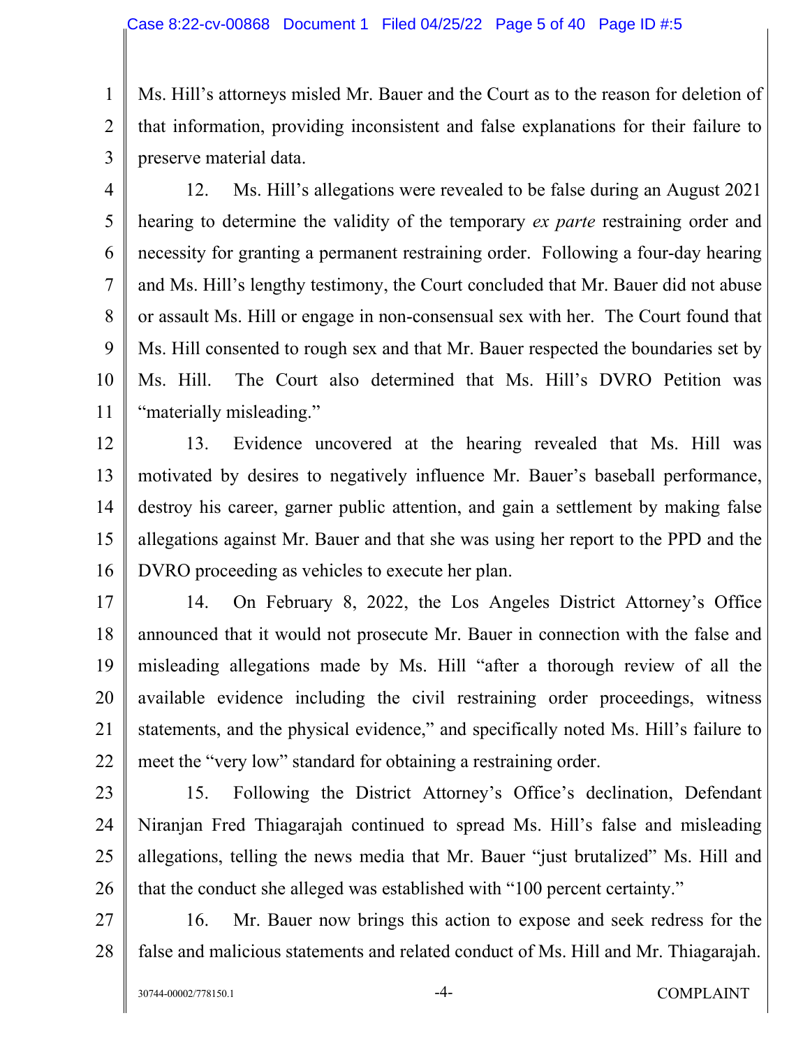Ms. Hill's attorneys misled Mr. Bauer and the Court as to the reason for deletion of that information, providing inconsistent and false explanations for their failure to preserve material data.

12. Ms. Hill's allegations were revealed to be false during an August 2021 hearing to determine the validity of the temporary *ex parte* restraining order and necessity for granting a permanent restraining order. Following a four-day hearing and Ms. Hill's lengthy testimony, the Court concluded that Mr. Bauer did not abuse or assault Ms. Hill or engage in non-consensual sex with her. The Court found that Ms. Hill consented to rough sex and that Mr. Bauer respected the boundaries set by Ms. Hill. The Court also determined that Ms. Hill's DVRO Petition was "materially misleading."

13. Evidence uncovered at the hearing revealed that Ms. Hill was motivated by desires to negatively influence Mr. Bauer's baseball performance, destroy his career, garner public attention, and gain a settlement by making false allegations against Mr. Bauer and that she was using her report to the PPD and the DVRO proceeding as vehicles to execute her plan.

14. On February 8, 2022, the Los Angeles District Attorney's Office announced that it would not prosecute Mr. Bauer in connection with the false and misleading allegations made by Ms. Hill "after a thorough review of all the available evidence including the civil restraining order proceedings, witness statements, and the physical evidence," and specifically noted Ms. Hill's failure to meet the "very low" standard for obtaining a restraining order.

15. Following the District Attorney's Office's declination, Defendant Niranjan Fred Thiagarajah continued to spread Ms. Hill's false and misleading allegations, telling the news media that Mr. Bauer "just brutalized" Ms. Hill and that the conduct she alleged was established with "100 percent certainty."

16. Mr. Bauer now brings this action to expose and seek redress for the false and malicious statements and related conduct of Ms. Hill and Mr. Thiagarajah.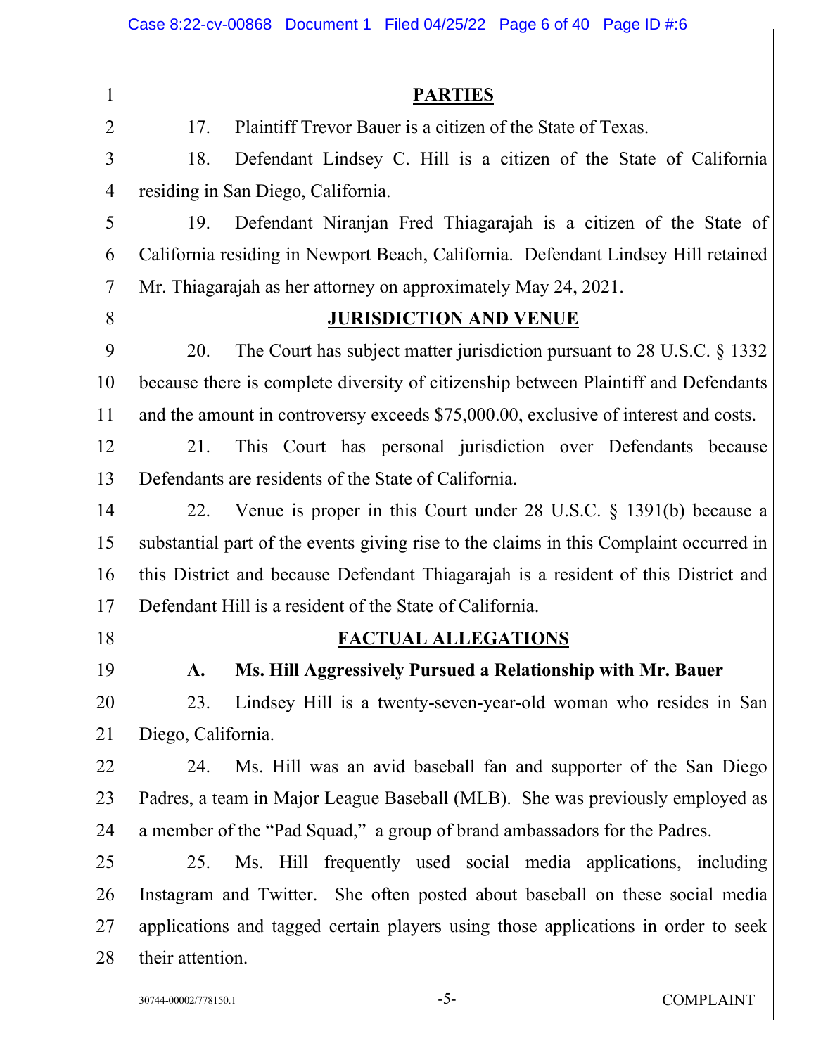## PARTIES

17. Plaintiff Trevor Bauer is a citizen of the State of Texas.

18. Defendant Lindsey C. Hill is a citizen of the State of California residing in San Diego, California.

19. Defendant Niranjan Fred Thiagarajah is a citizen of the State of California residing in Newport Beach, California. Defendant Lindsey Hill retained Mr. Thiagarajah as her attorney on approximately May 24, 2021.

## JURISDICTION AND VENUE

20. The Court has subject matter jurisdiction pursuant to 28 U.S.C. § 1332 because there is complete diversity of citizenship between Plaintiff and Defendants and the amount in controversy exceeds $75,000.00, exclusive of interest and costs.

21. This Court has personal jurisdiction over Defendants because Defendants are residents of the State of California.

22. Venue is proper in this Court under 28 U.S.C. § 1391(b) because a substantial part of the events giving rise to the claims in this Complaint occurred in this District and because Defendant Thiagarajah is a resident of this District and Defendant Hill is a resident of the State of California.

## FACTUAL ALLEGATIONS

### A. Ms. Hill Aggressively Pursued a Relationship with Mr. Bauer

23. Lindsey Hill is a twenty-seven-year-old woman who resides in San Diego, California.

24. Ms. Hill was an avid baseball fan and supporter of the San Diego Padres, a team in Major League Baseball (MLB). She was previously employed as a member of the "Pad Squad," a group of brand ambassadors for the Padres.

25. Ms. Hill frequently used social media applications, including Instagram and Twitter. She often posted about baseball on these social media applications and tagged certain players using those applications in order to seek their attention.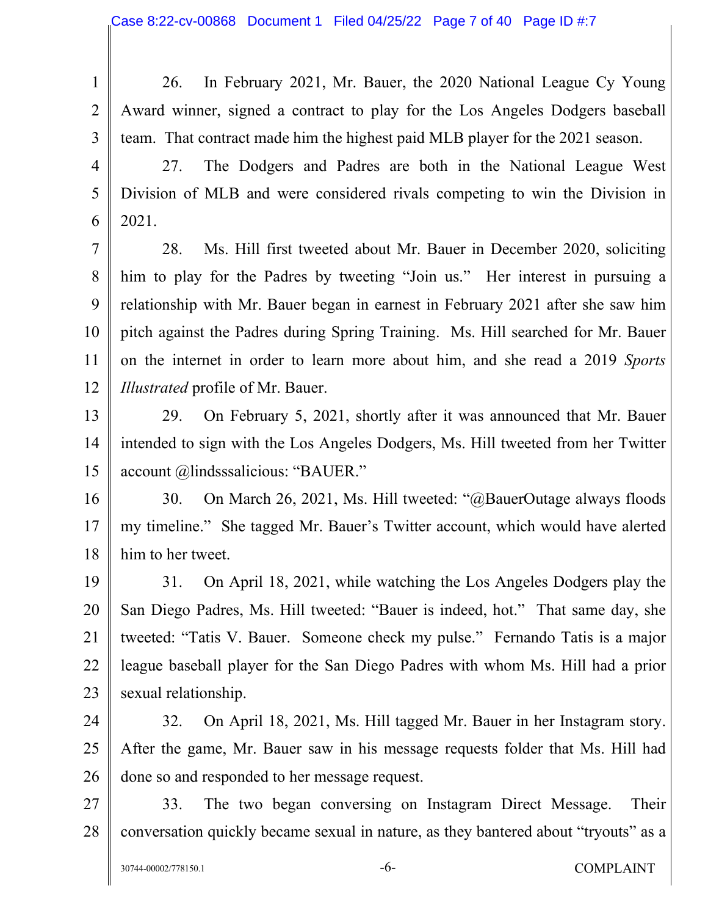26. In February 2021, Mr. Bauer, the 2020 National League Cy Young Award winner, signed a contract to play for the Los Angeles Dodgers baseball team. That contract made him the highest paid MLB player for the 2021 season.

27. The Dodgers and Padres are both in the National League West Division of MLB and were considered rivals competing to win the Division in 2021.

28. Ms. Hill first tweeted about Mr. Bauer in December 2020, soliciting him to play for the Padres by tweeting "Join us." Her interest in pursuing a relationship with Mr. Bauer began in earnest in February 2021 after she saw him pitch against the Padres during Spring Training. Ms. Hill searched for Mr. Bauer on the internet in order to learn more about him, and she read a 2019 *Sports Illustrated* profile of Mr. Bauer.

29. On February 5, 2021, shortly after it was announced that Mr. Bauer intended to sign with the Los Angeles Dodgers, Ms. Hill tweeted from her Twitter account @lindsssalicious: "BAUER."

30. On March 26, 2021, Ms. Hill tweeted: "@BauerOutage always floods my timeline." She tagged Mr. Bauer's Twitter account, which would have alerted him to her tweet.

31. On April 18, 2021, while watching the Los Angeles Dodgers play the San Diego Padres, Ms. Hill tweeted: "Bauer is indeed, hot." That same day, she tweeted: "Tatis V. Bauer. Someone check my pulse." Fernando Tatis is a major league baseball player for the San Diego Padres with whom Ms. Hill had a prior sexual relationship.

32. On April 18, 2021, Ms. Hill tagged Mr. Bauer in her Instagram story. After the game, Mr. Bauer saw in his message requests folder that Ms. Hill had done so and responded to her message request.

33. The two began conversing on Instagram Direct Message. Their conversation quickly became sexual in nature, as they bantered about "tryouts" as a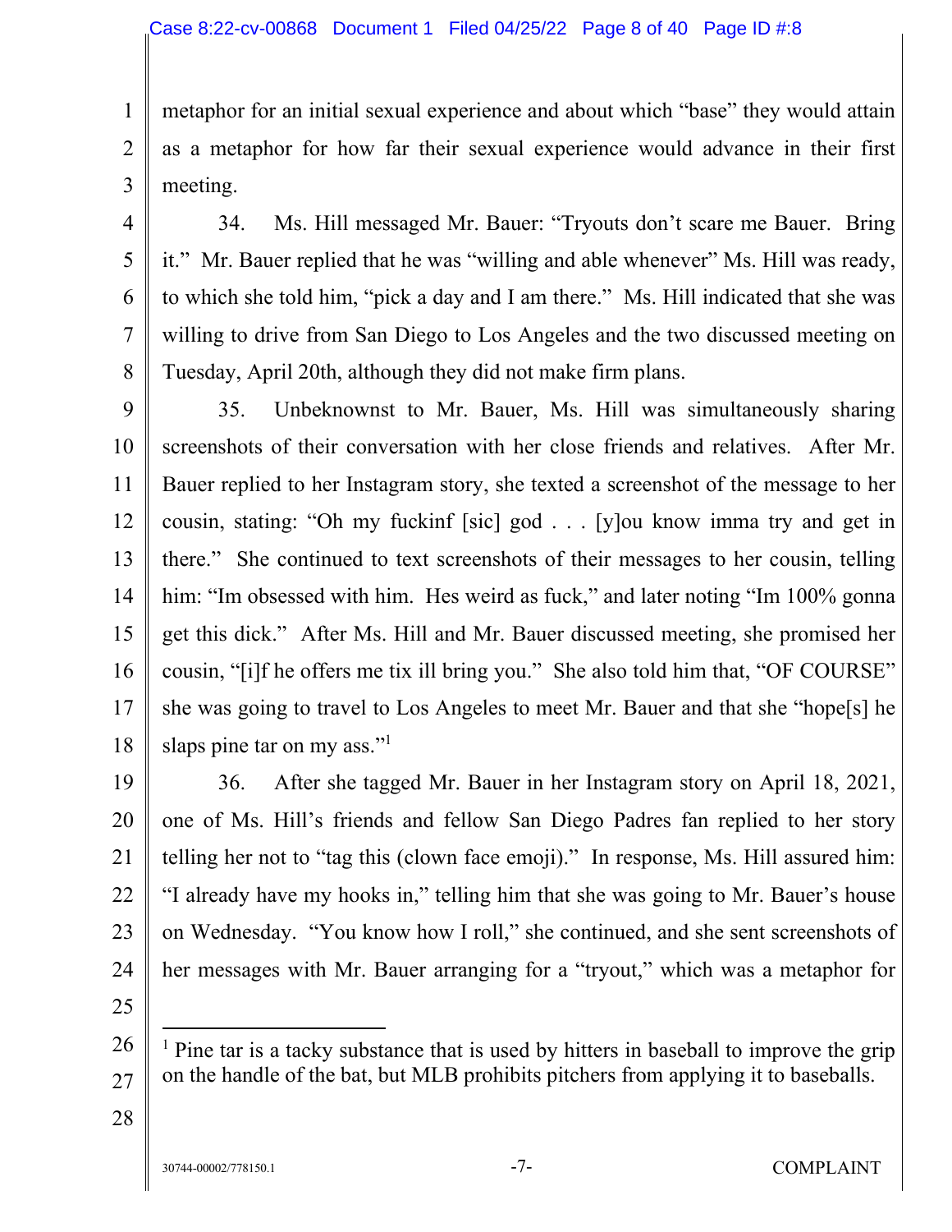metaphor for an initial sexual experience and about which "base" they would attain as a metaphor for how far their sexual experience would advance in their first meeting.

34. Ms. Hill messaged Mr. Bauer: "Tryouts don't scare me Bauer. Bring it." Mr. Bauer replied that he was "willing and able whenever" Ms. Hill was ready, to which she told him, "pick a day and I am there." Ms. Hill indicated that she was willing to drive from San Diego to Los Angeles and the two discussed meeting on Tuesday, April 20th, although they did not make firm plans.

35. Unbeknownst to Mr. Bauer, Ms. Hill was simultaneously sharing screenshots of their conversation with her close friends and relatives. After Mr. Bauer replied to her Instagram story, she texted a screenshot of the message to her cousin, stating: "Oh my fuckinf [sic] god . . . [y]ou know imma try and get in there." She continued to text screenshots of their messages to her cousin, telling him: "Im obsessed with him. Hes weird as fuck," and later noting "Im 100% gonna get this dick." After Ms. Hill and Mr. Bauer discussed meeting, she promised her cousin, "[i]f he offers me tix ill bring you." She also told him that, "OF COURSE" she was going to travel to Los Angeles to meet Mr. Bauer and that she "hope[s] he slaps pine tar on my ass."[1]

36. After she tagged Mr. Bauer in her Instagram story on April 18, 2021, one of Ms. Hill's friends and fellow San Diego Padres fan replied to her story telling her not to "tag this (clown face emoji)." In response, Ms. Hill assured him: "I already have my hooks in," telling him that she was going to Mr. Bauer's house on Wednesday. "You know how I roll," she continued, and she sent screenshots of her messages with Mr. Bauer arranging for a "tryout," which was a metaphor for

---

[1] Pine tar is a tacky substance that is used by hitters in baseball to improve the grip on the handle of the bat, but MLB prohibits pitchers from applying it to baseballs.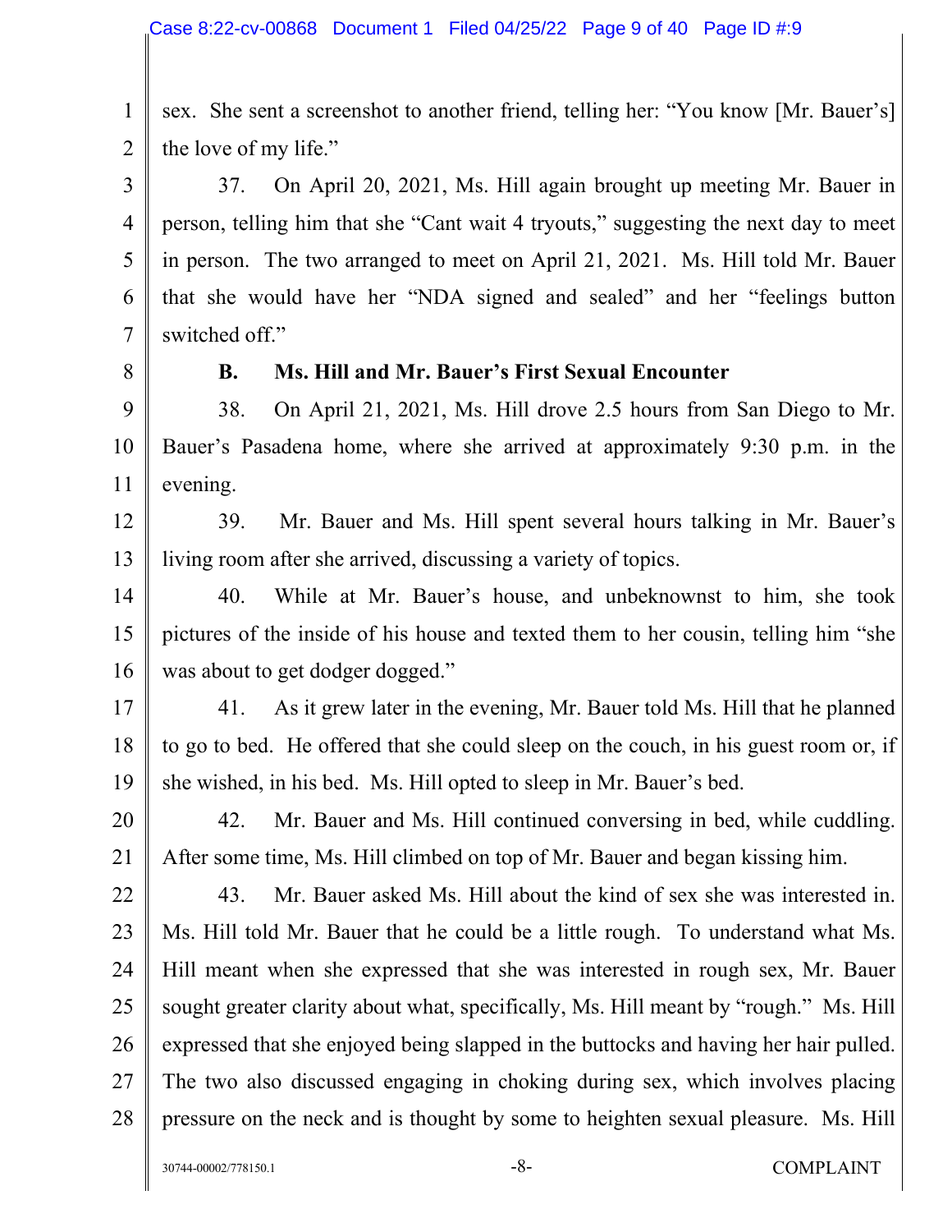sex. She sent a screenshot to another friend, telling her: "You know [Mr. Bauer's] the love of my life."

37. On April 20, 2021, Ms. Hill again brought up meeting Mr. Bauer in person, telling him that she "Cant wait 4 tryouts," suggesting the next day to meet in person. The two arranged to meet on April 21, 2021. Ms. Hill told Mr. Bauer that she would have her "NDA signed and sealed" and her "feelings button switched off."

### B. Ms. Hill and Mr. Bauer's First Sexual Encounter

38. On April 21, 2021, Ms. Hill drove 2.5 hours from San Diego to Mr. Bauer's Pasadena home, where she arrived at approximately 9:30 p.m. in the evening.

39. Mr. Bauer and Ms. Hill spent several hours talking in Mr. Bauer's living room after she arrived, discussing a variety of topics.

40. While at Mr. Bauer's house, and unbeknownst to him, she took pictures of the inside of his house and texted them to her cousin, telling him "she was about to get dodger dogged."

41. As it grew later in the evening, Mr. Bauer told Ms. Hill that he planned to go to bed. He offered that she could sleep on the couch, in his guest room or, if she wished, in his bed. Ms. Hill opted to sleep in Mr. Bauer's bed.

42. Mr. Bauer and Ms. Hill continued conversing in bed, while cuddling. After some time, Ms. Hill climbed on top of Mr. Bauer and began kissing him.

43. Mr. Bauer asked Ms. Hill about the kind of sex she was interested in. Ms. Hill told Mr. Bauer that he could be a little rough. To understand what Ms. Hill meant when she expressed that she was interested in rough sex, Mr. Bauer sought greater clarity about what, specifically, Ms. Hill meant by "rough." Ms. Hill expressed that she enjoyed being slapped in the buttocks and having her hair pulled. The two also discussed engaging in choking during sex, which involves placing pressure on the neck and is thought by some to heighten sexual pleasure. Ms. Hill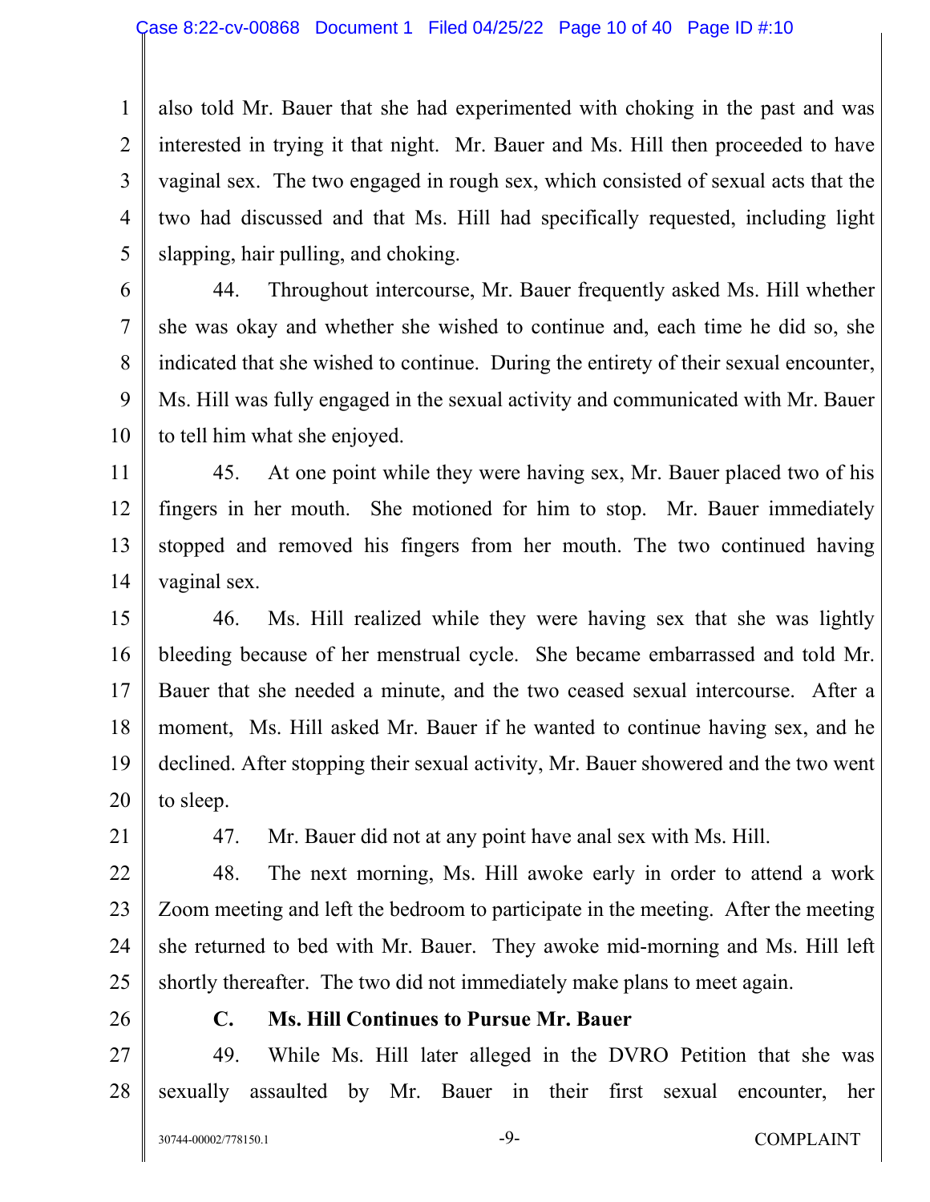also told Mr. Bauer that she had experimented with choking in the past and was interested in trying it that night. Mr. Bauer and Ms. Hill then proceeded to have vaginal sex. The two engaged in rough sex, which consisted of sexual acts that the two had discussed and that Ms. Hill had specifically requested, including light slapping, hair pulling, and choking.

44. Throughout intercourse, Mr. Bauer frequently asked Ms. Hill whether she was okay and whether she wished to continue and, each time he did so, she indicated that she wished to continue. During the entirety of their sexual encounter, Ms. Hill was fully engaged in the sexual activity and communicated with Mr. Bauer to tell him what she enjoyed.

45. At one point while they were having sex, Mr. Bauer placed two of his fingers in her mouth. She motioned for him to stop. Mr. Bauer immediately stopped and removed his fingers from her mouth. The two continued having vaginal sex.

46. Ms. Hill realized while they were having sex that she was lightly bleeding because of her menstrual cycle. She became embarrassed and told Mr. Bauer that she needed a minute, and the two ceased sexual intercourse. After a moment, Ms. Hill asked Mr. Bauer if he wanted to continue having sex, and he declined. After stopping their sexual activity, Mr. Bauer showered and the two went to sleep.

47. Mr. Bauer did not at any point have anal sex with Ms. Hill.

48. The next morning, Ms. Hill awoke early in order to attend a work Zoom meeting and left the bedroom to participate in the meeting. After the meeting she returned to bed with Mr. Bauer. They awoke mid-morning and Ms. Hill left shortly thereafter. The two did not immediately make plans to meet again.

### C. Ms. Hill Continues to Pursue Mr. Bauer

49. While Ms. Hill later alleged in the DVRO Petition that she was sexually assaulted by Mr. Bauer in their first sexual encounter, her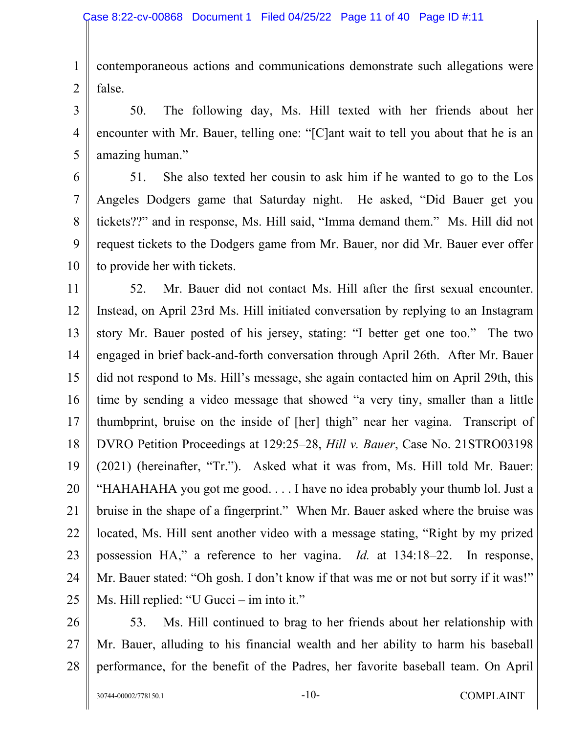contemporaneous actions and communications demonstrate such allegations were false.

50. The following day, Ms. Hill texted with her friends about her encounter with Mr. Bauer, telling one: "[C]ant wait to tell you about that he is an amazing human."

51. She also texted her cousin to ask him if he wanted to go to the Los Angeles Dodgers game that Saturday night. He asked, "Did Bauer get you tickets??" and in response, Ms. Hill said, "Imma demand them." Ms. Hill did not request tickets to the Dodgers game from Mr. Bauer, nor did Mr. Bauer ever offer to provide her with tickets.

52. Mr. Bauer did not contact Ms. Hill after the first sexual encounter. Instead, on April 23rd Ms. Hill initiated conversation by replying to an Instagram story Mr. Bauer posted of his jersey, stating: "I better get one too." The two engaged in brief back-and-forth conversation through April 26th. After Mr. Bauer did not respond to Ms. Hill's message, she again contacted him on April 29th, this time by sending a video message that showed "a very tiny, smaller than a little thumbprint, bruise on the inside of [her] thigh" near her vagina. Transcript of DVRO Petition Proceedings at 129:25–28, *Hill v. Bauer*, Case No. 21STRO03198 (2021) (hereinafter, "Tr."). Asked what it was from, Ms. Hill told Mr. Bauer: "HAHAHAHA you got me good. . . . I have no idea probably your thumb lol. Just a bruise in the shape of a fingerprint." When Mr. Bauer asked where the bruise was located, Ms. Hill sent another video with a message stating, "Right by my prized possession HA," a reference to her vagina. *Id.* at 134:18–22. In response, Mr. Bauer stated: "Oh gosh. I don't know if that was me or not but sorry if it was!" Ms. Hill replied: "U Gucci – im into it."

53. Ms. Hill continued to brag to her friends about her relationship with Mr. Bauer, alluding to his financial wealth and her ability to harm his baseball performance, for the benefit of the Padres, her favorite baseball team. On April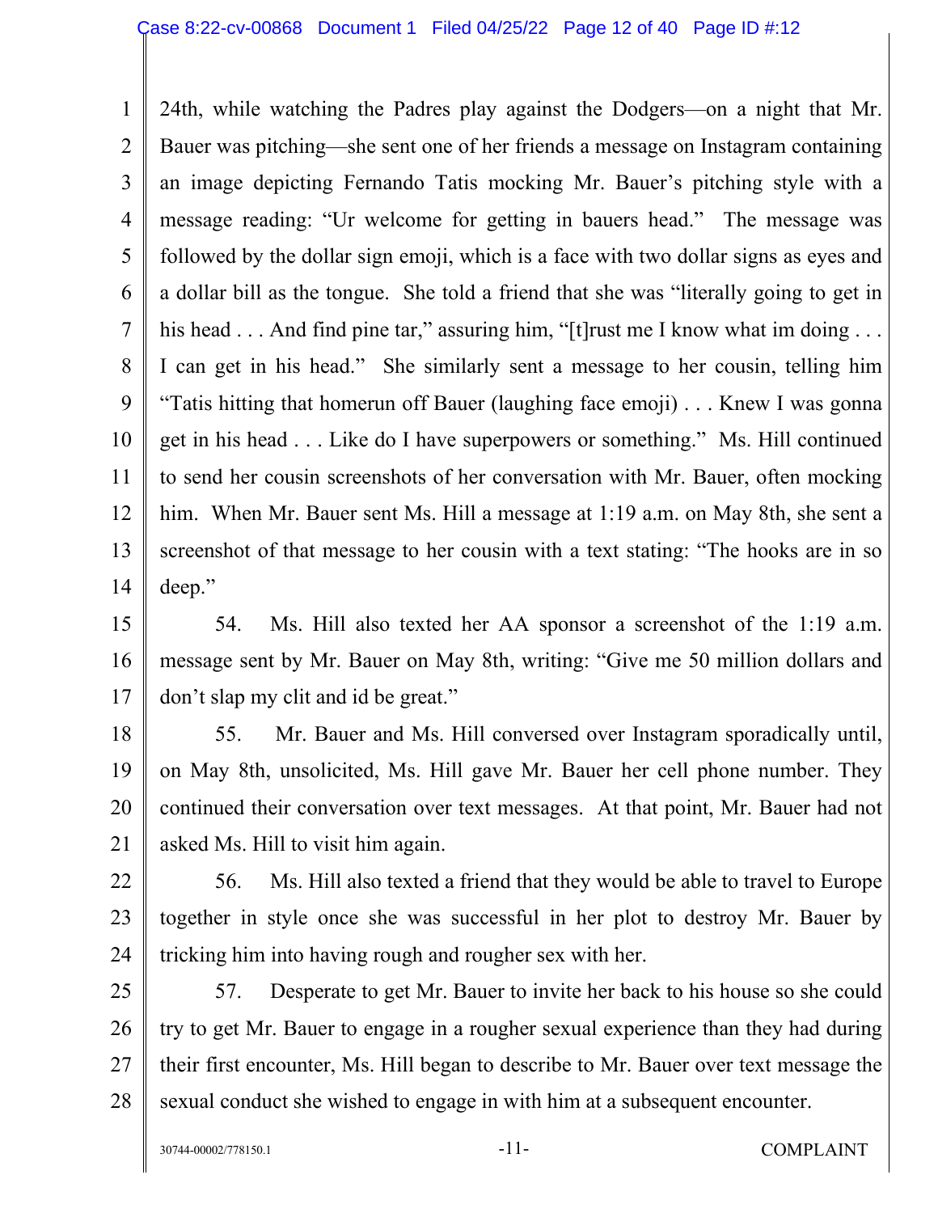24th, while watching the Padres play against the Dodgers—on a night that Mr. Bauer was pitching—she sent one of her friends a message on Instagram containing an image depicting Fernando Tatis mocking Mr. Bauer's pitching style with a message reading: "Ur welcome for getting in bauers head." The message was followed by the dollar sign emoji, which is a face with two dollar signs as eyes and a dollar bill as the tongue. She told a friend that she was "literally going to get in his head . . . And find pine tar," assuring him, "[t]rust me I know what im doing . . . I can get in his head." She similarly sent a message to her cousin, telling him "Tatis hitting that homerun off Bauer (laughing face emoji) . . . Knew I was gonna get in his head . . . Like do I have superpowers or something." Ms. Hill continued to send her cousin screenshots of her conversation with Mr. Bauer, often mocking him. When Mr. Bauer sent Ms. Hill a message at 1:19 a.m. on May 8th, she sent a screenshot of that message to her cousin with a text stating: "The hooks are in so deep."

54. Ms. Hill also texted her AA sponsor a screenshot of the 1:19 a.m. message sent by Mr. Bauer on May 8th, writing: "Give me 50 million dollars and don't slap my clit and id be great."

55. Mr. Bauer and Ms. Hill conversed over Instagram sporadically until, on May 8th, unsolicited, Ms. Hill gave Mr. Bauer her cell phone number. They continued their conversation over text messages. At that point, Mr. Bauer had not asked Ms. Hill to visit him again.

56. Ms. Hill also texted a friend that they would be able to travel to Europe together in style once she was successful in her plot to destroy Mr. Bauer by tricking him into having rough and rougher sex with her.

57. Desperate to get Mr. Bauer to invite her back to his house so she could try to get Mr. Bauer to engage in a rougher sexual experience than they had during their first encounter, Ms. Hill began to describe to Mr. Bauer over text message the sexual conduct she wished to engage in with him at a subsequent encounter.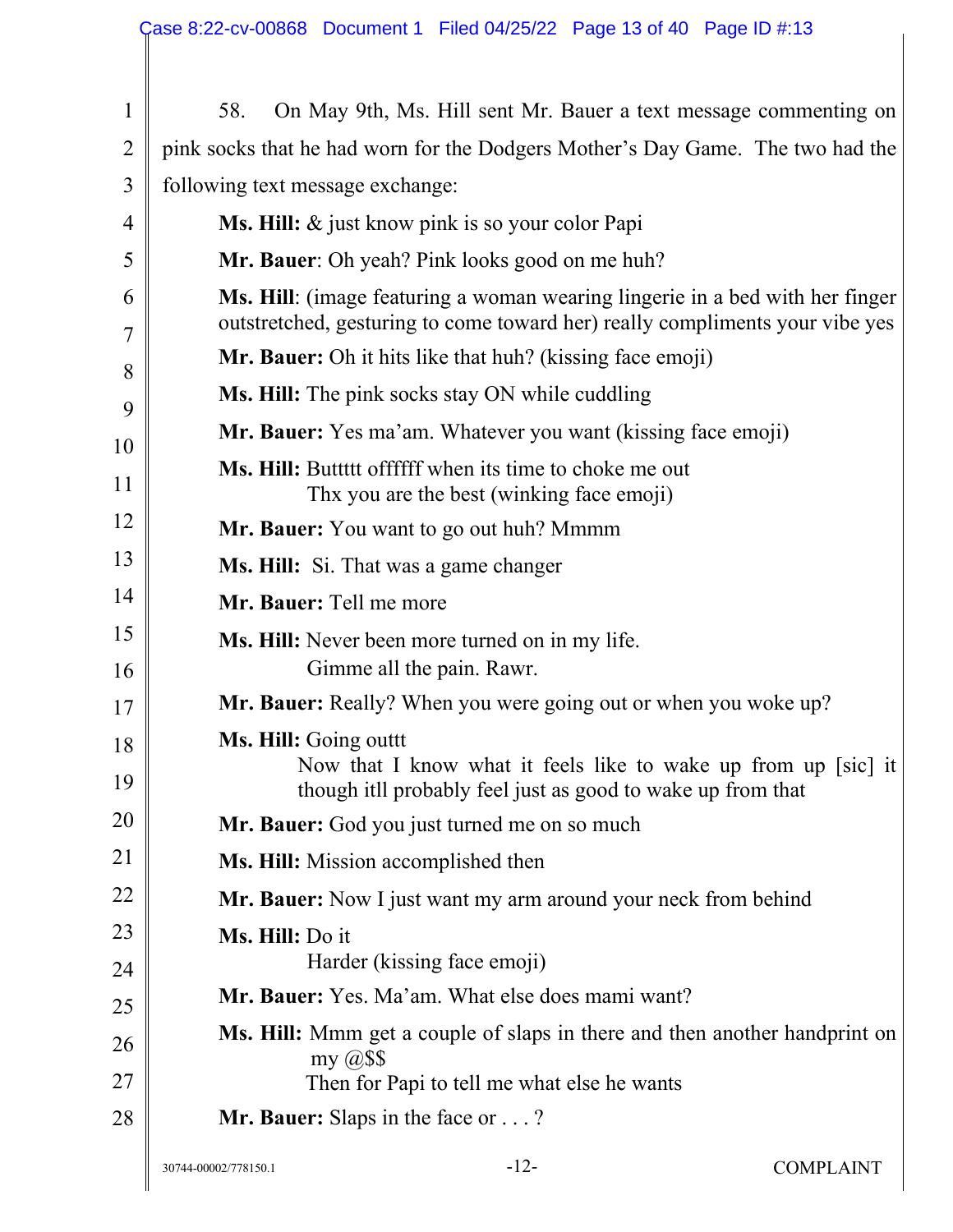58. On May 9th, Ms. Hill sent Mr. Bauer a text message commenting on pink socks that he had worn for the Dodgers Mother's Day Game. The two had the following text message exchange:

**Ms. Hill:** & just know pink is so your color Papi

**Mr. Bauer**: Oh yeah? Pink looks good on me huh?

**Ms. Hill**: (image featuring a woman wearing lingerie in a bed with her finger outstretched, gesturing to come toward her) really compliments your vibe yes

**Mr. Bauer:** Oh it hits like that huh? (kissing face emoji)

**Ms. Hill:** The pink socks stay ON while cuddling

**Mr. Bauer:** Yes ma'am. Whatever you want (kissing face emoji)

**Ms. Hill:** Buttttt offffff when its time to choke me out
Thx you are the best (winking face emoji)

**Mr. Bauer:** You want to go out huh? Mmmm

**Ms. Hill:** Si. That was a game changer

**Mr. Bauer:** Tell me more

**Ms. Hill:** Never been more turned on in my life.
Gimme all the pain. Rawr.

**Mr. Bauer:** Really? When you were going out or when you woke up?

**Ms. Hill:** Going outtt
Now that I know what it feels like to wake up from up [sic] it though itll probably feel just as good to wake up from that

**Mr. Bauer:** God you just turned me on so much

**Ms. Hill:** Mission accomplished then

**Mr. Bauer:** Now I just want my arm around your neck from behind

**Ms. Hill:** Do it
Harder (kissing face emoji)

**Mr. Bauer:** Yes. Ma'am. What else does mami want?

**Ms. Hill:** Mmm get a couple of slaps in there and then another handprint on my @$$
Then for Papi to tell me what else he wants

**Mr. Bauer:** Slaps in the face or . . . ?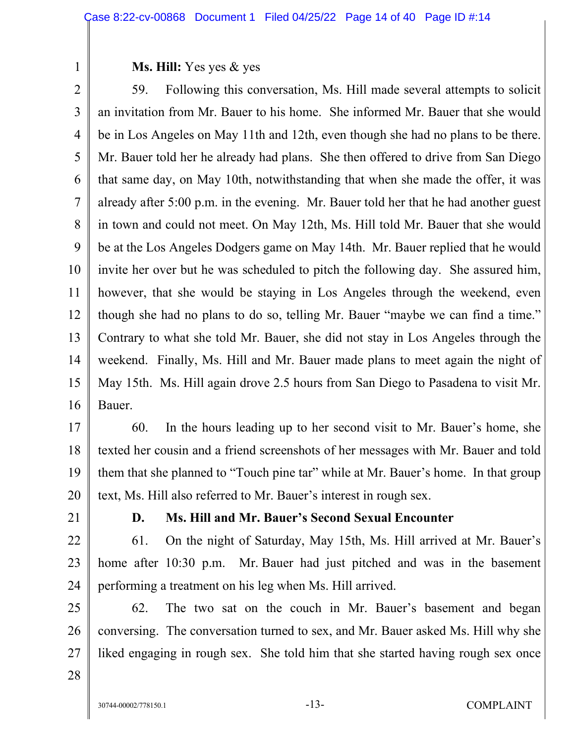**Ms. Hill:** Yes yes & yes

59. Following this conversation, Ms. Hill made several attempts to solicit an invitation from Mr. Bauer to his home. She informed Mr. Bauer that she would be in Los Angeles on May 11th and 12th, even though she had no plans to be there. Mr. Bauer told her he already had plans. She then offered to drive from San Diego that same day, on May 10th, notwithstanding that when she made the offer, it was already after 5:00 p.m. in the evening. Mr. Bauer told her that he had another guest in town and could not meet. On May 12th, Ms. Hill told Mr. Bauer that she would be at the Los Angeles Dodgers game on May 14th. Mr. Bauer replied that he would invite her over but he was scheduled to pitch the following day. She assured him, however, that she would be staying in Los Angeles through the weekend, even though she had no plans to do so, telling Mr. Bauer "maybe we can find a time." Contrary to what she told Mr. Bauer, she did not stay in Los Angeles through the weekend. Finally, Ms. Hill and Mr. Bauer made plans to meet again the night of May 15th. Ms. Hill again drove 2.5 hours from San Diego to Pasadena to visit Mr. Bauer.

60. In the hours leading up to her second visit to Mr. Bauer's home, she texted her cousin and a friend screenshots of her messages with Mr. Bauer and told them that she planned to "Touch pine tar" while at Mr. Bauer's home. In that group text, Ms. Hill also referred to Mr. Bauer's interest in rough sex.

### D. Ms. Hill and Mr. Bauer's Second Sexual Encounter

61. On the night of Saturday, May 15th, Ms. Hill arrived at Mr. Bauer's home after 10:30 p.m. Mr. Bauer had just pitched and was in the basement performing a treatment on his leg when Ms. Hill arrived.

62. The two sat on the couch in Mr. Bauer's basement and began conversing. The conversation turned to sex, and Mr. Bauer asked Ms. Hill why she liked engaging in rough sex. She told him that she started having rough sex once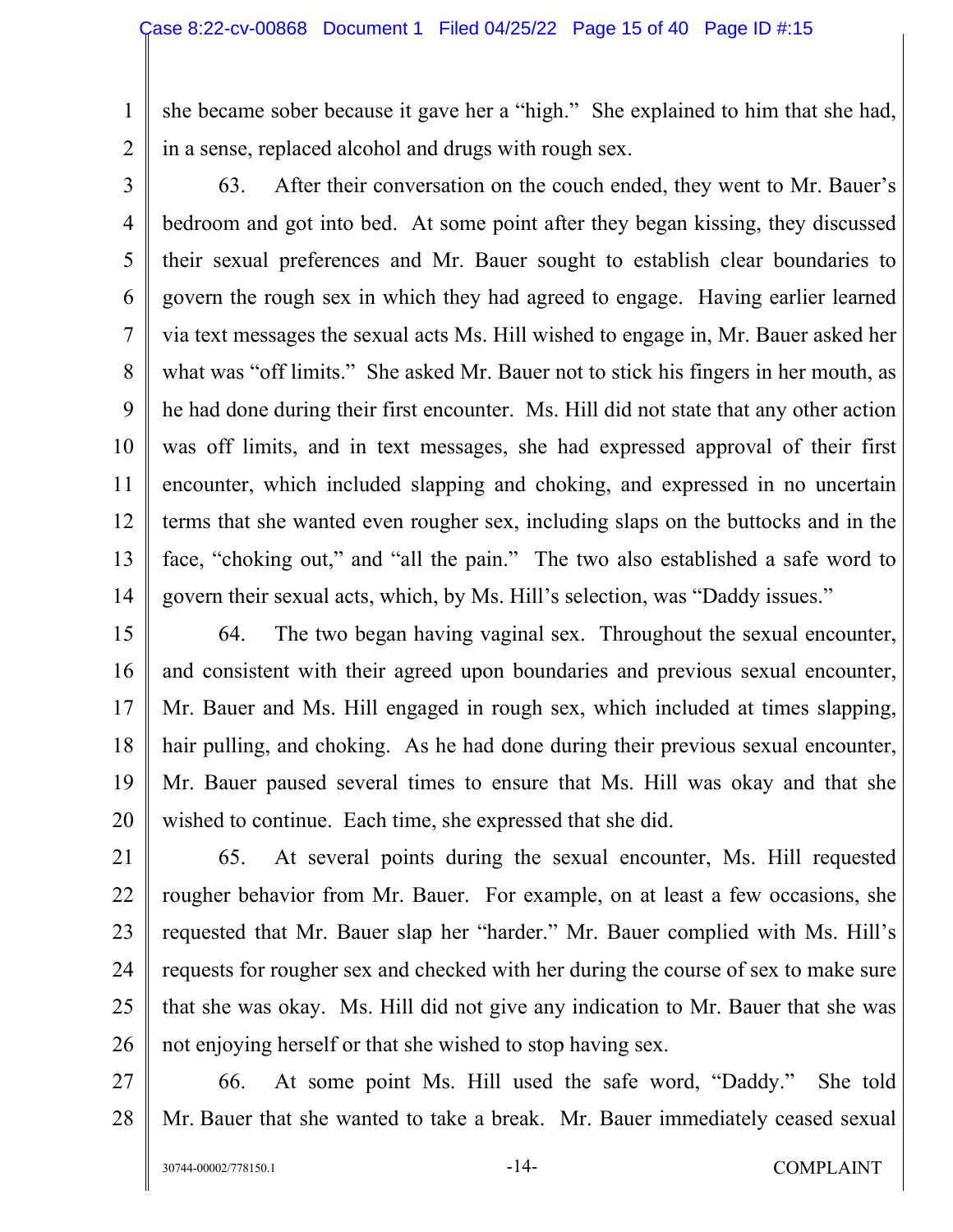she became sober because it gave her a "high." She explained to him that she had, in a sense, replaced alcohol and drugs with rough sex.

63. After their conversation on the couch ended, they went to Mr. Bauer's bedroom and got into bed. At some point after they began kissing, they discussed their sexual preferences and Mr. Bauer sought to establish clear boundaries to govern the rough sex in which they had agreed to engage. Having earlier learned via text messages the sexual acts Ms. Hill wished to engage in, Mr. Bauer asked her what was "off limits." She asked Mr. Bauer not to stick his fingers in her mouth, as he had done during their first encounter. Ms. Hill did not state that any other action was off limits, and in text messages, she had expressed approval of their first encounter, which included slapping and choking, and expressed in no uncertain terms that she wanted even rougher sex, including slaps on the buttocks and in the face, "choking out," and "all the pain." The two also established a safe word to govern their sexual acts, which, by Ms. Hill's selection, was "Daddy issues."

64. The two began having vaginal sex. Throughout the sexual encounter, and consistent with their agreed upon boundaries and previous sexual encounter, Mr. Bauer and Ms. Hill engaged in rough sex, which included at times slapping, hair pulling, and choking. As he had done during their previous sexual encounter, Mr. Bauer paused several times to ensure that Ms. Hill was okay and that she wished to continue. Each time, she expressed that she did.

65. At several points during the sexual encounter, Ms. Hill requested rougher behavior from Mr. Bauer. For example, on at least a few occasions, she requested that Mr. Bauer slap her "harder." Mr. Bauer complied with Ms. Hill's requests for rougher sex and checked with her during the course of sex to make sure that she was okay. Ms. Hill did not give any indication to Mr. Bauer that she was not enjoying herself or that she wished to stop having sex.

66. At some point Ms. Hill used the safe word, "Daddy." She told Mr. Bauer that she wanted to take a break. Mr. Bauer immediately ceased sexual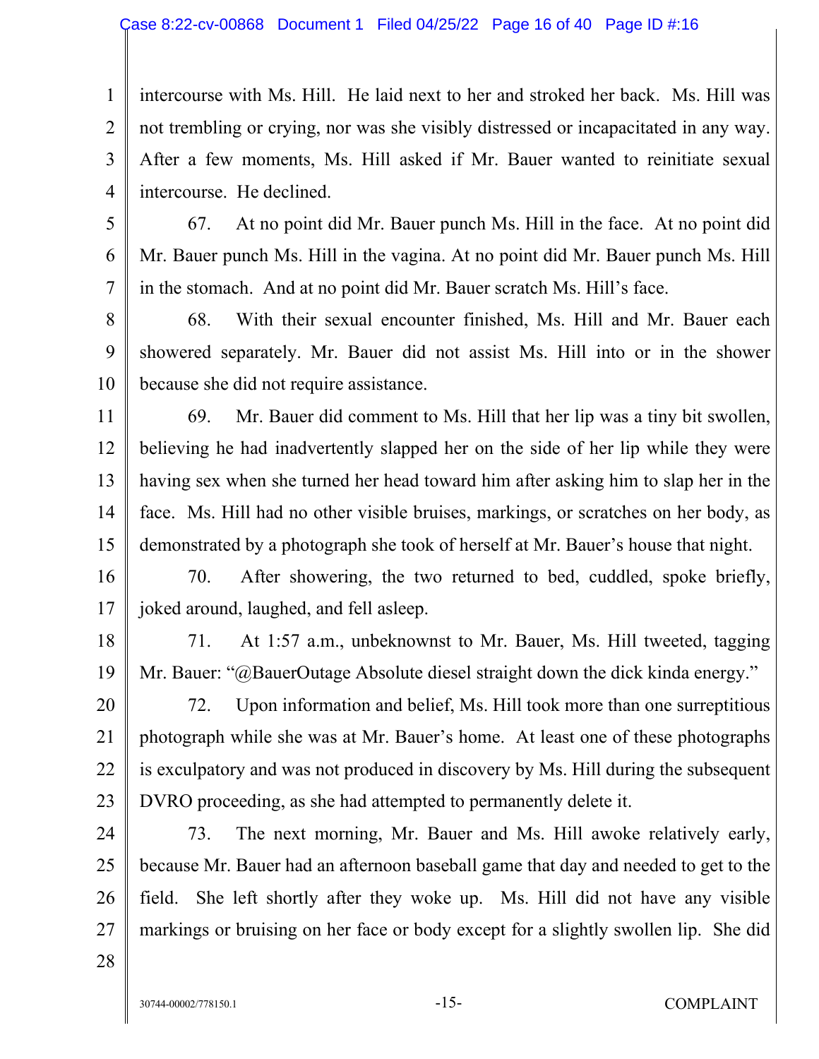intercourse with Ms. Hill. He laid next to her and stroked her back. Ms. Hill was not trembling or crying, nor was she visibly distressed or incapacitated in any way. After a few moments, Ms. Hill asked if Mr. Bauer wanted to reinitiate sexual intercourse. He declined.

67. At no point did Mr. Bauer punch Ms. Hill in the face. At no point did Mr. Bauer punch Ms. Hill in the vagina. At no point did Mr. Bauer punch Ms. Hill in the stomach. And at no point did Mr. Bauer scratch Ms. Hill's face.

68. With their sexual encounter finished, Ms. Hill and Mr. Bauer each showered separately. Mr. Bauer did not assist Ms. Hill into or in the shower because she did not require assistance.

69. Mr. Bauer did comment to Ms. Hill that her lip was a tiny bit swollen, believing he had inadvertently slapped her on the side of her lip while they were having sex when she turned her head toward him after asking him to slap her in the face. Ms. Hill had no other visible bruises, markings, or scratches on her body, as demonstrated by a photograph she took of herself at Mr. Bauer's house that night.

70. After showering, the two returned to bed, cuddled, spoke briefly, joked around, laughed, and fell asleep.

71. At 1:57 a.m., unbeknownst to Mr. Bauer, Ms. Hill tweeted, tagging Mr. Bauer: "@BauerOutage Absolute diesel straight down the dick kinda energy."

72. Upon information and belief, Ms. Hill took more than one surreptitious photograph while she was at Mr. Bauer's home. At least one of these photographs is exculpatory and was not produced in discovery by Ms. Hill during the subsequent DVRO proceeding, as she had attempted to permanently delete it.

73. The next morning, Mr. Bauer and Ms. Hill awoke relatively early, because Mr. Bauer had an afternoon baseball game that day and needed to get to the field. She left shortly after they woke up. Ms. Hill did not have any visible markings or bruising on her face or body except for a slightly swollen lip. She did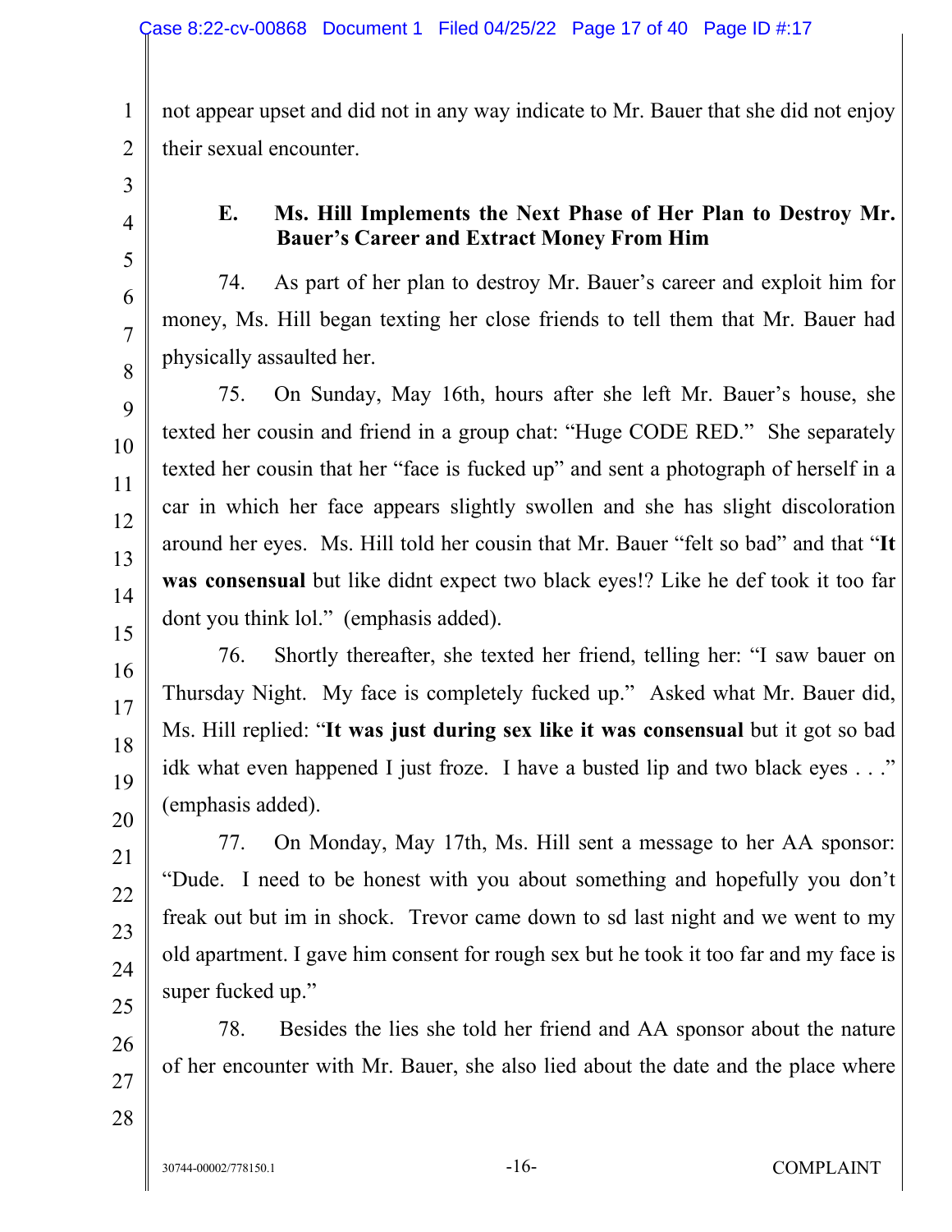not appear upset and did not in any way indicate to Mr. Bauer that she did not enjoy their sexual encounter.

### E. Ms. Hill Implements the Next Phase of Her Plan to Destroy Mr. Bauer's Career and Extract Money From Him

74. As part of her plan to destroy Mr. Bauer's career and exploit him for money, Ms. Hill began texting her close friends to tell them that Mr. Bauer had physically assaulted her.

75. On Sunday, May 16th, hours after she left Mr. Bauer's house, she texted her cousin and friend in a group chat: "Huge CODE RED." She separately texted her cousin that her "face is fucked up" and sent a photograph of herself in a car in which her face appears slightly swollen and she has slight discoloration around her eyes. Ms. Hill told her cousin that Mr. Bauer "felt so bad" and that "**It was consensual** but like didnt expect two black eyes!? Like he def took it too far dont you think lol." (emphasis added).

76. Shortly thereafter, she texted her friend, telling her: "I saw bauer on Thursday Night. My face is completely fucked up." Asked what Mr. Bauer did, Ms. Hill replied: "**It was just during sex like it was consensual** but it got so bad idk what even happened I just froze. I have a busted lip and two black eyes . . ." (emphasis added).

77. On Monday, May 17th, Ms. Hill sent a message to her AA sponsor: "Dude. I need to be honest with you about something and hopefully you don't freak out but im in shock. Trevor came down to sd last night and we went to my old apartment. I gave him consent for rough sex but he took it too far and my face is super fucked up."

78. Besides the lies she told her friend and AA sponsor about the nature of her encounter with Mr. Bauer, she also lied about the date and the place where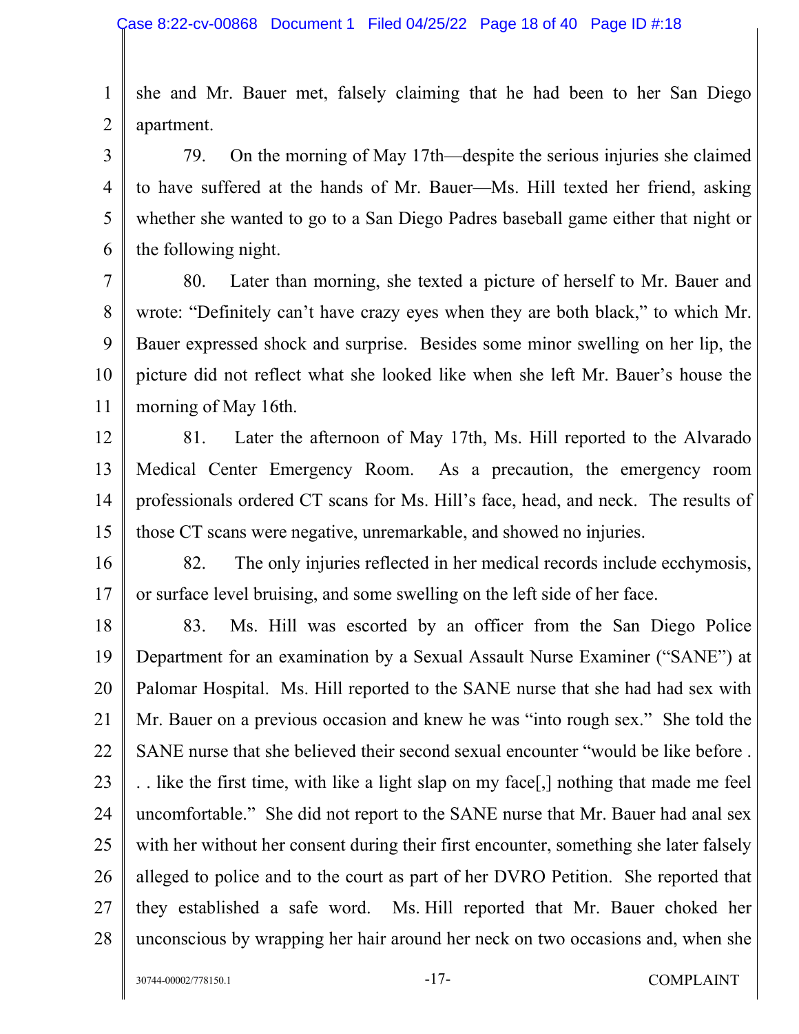she and Mr. Bauer met, falsely claiming that he had been to her San Diego apartment.

79. On the morning of May 17th—despite the serious injuries she claimed to have suffered at the hands of Mr. Bauer—Ms. Hill texted her friend, asking whether she wanted to go to a San Diego Padres baseball game either that night or the following night.

80. Later than morning, she texted a picture of herself to Mr. Bauer and wrote: "Definitely can't have crazy eyes when they are both black," to which Mr. Bauer expressed shock and surprise. Besides some minor swelling on her lip, the picture did not reflect what she looked like when she left Mr. Bauer's house the morning of May 16th.

81. Later the afternoon of May 17th, Ms. Hill reported to the Alvarado Medical Center Emergency Room. As a precaution, the emergency room professionals ordered CT scans for Ms. Hill's face, head, and neck. The results of those CT scans were negative, unremarkable, and showed no injuries.

82. The only injuries reflected in her medical records include ecchymosis, or surface level bruising, and some swelling on the left side of her face.

83. Ms. Hill was escorted by an officer from the San Diego Police Department for an examination by a Sexual Assault Nurse Examiner ("SANE") at Palomar Hospital. Ms. Hill reported to the SANE nurse that she had had sex with Mr. Bauer on a previous occasion and knew he was "into rough sex." She told the SANE nurse that she believed their second sexual encounter "would be like before . . . like the first time, with like a light slap on my face[,] nothing that made me feel uncomfortable." She did not report to the SANE nurse that Mr. Bauer had anal sex with her without her consent during their first encounter, something she later falsely alleged to police and to the court as part of her DVRO Petition. She reported that they established a safe word. Ms. Hill reported that Mr. Bauer choked her unconscious by wrapping her hair around her neck on two occasions and, when she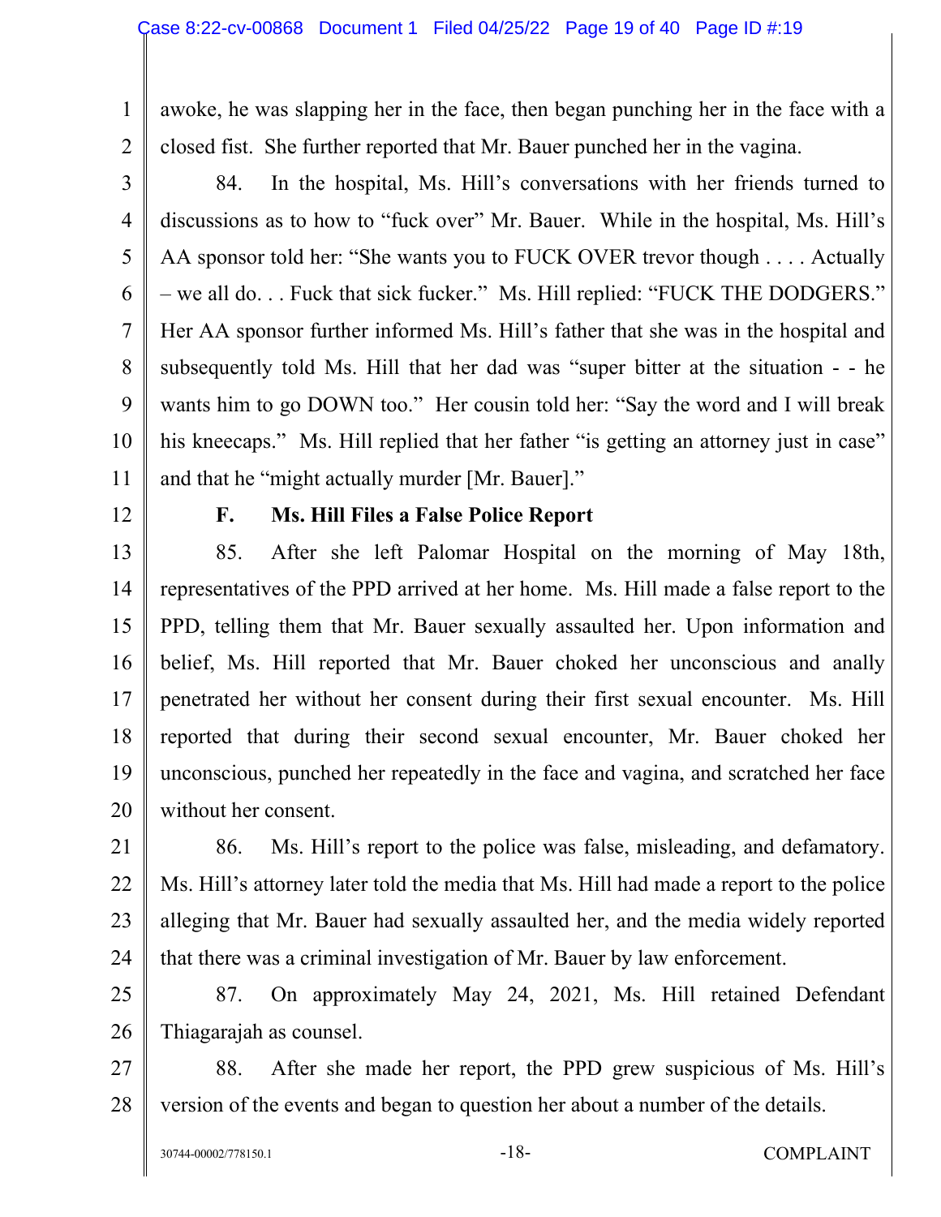awoke, he was slapping her in the face, then began punching her in the face with a closed fist. She further reported that Mr. Bauer punched her in the vagina.

84. In the hospital, Ms. Hill's conversations with her friends turned to discussions as to how to "fuck over" Mr. Bauer. While in the hospital, Ms. Hill's AA sponsor told her: "She wants you to FUCK OVER trevor though . . . . Actually – we all do. . . Fuck that sick fucker." Ms. Hill replied: "FUCK THE DODGERS." Her AA sponsor further informed Ms. Hill's father that she was in the hospital and subsequently told Ms. Hill that her dad was "super bitter at the situation - - he wants him to go DOWN too." Her cousin told her: "Say the word and I will break his kneecaps." Ms. Hill replied that her father "is getting an attorney just in case" and that he "might actually murder [Mr. Bauer]."

### F. Ms. Hill Files a False Police Report

85. After she left Palomar Hospital on the morning of May 18th, representatives of the PPD arrived at her home. Ms. Hill made a false report to the PPD, telling them that Mr. Bauer sexually assaulted her. Upon information and belief, Ms. Hill reported that Mr. Bauer choked her unconscious and anally penetrated her without her consent during their first sexual encounter. Ms. Hill reported that during their second sexual encounter, Mr. Bauer choked her unconscious, punched her repeatedly in the face and vagina, and scratched her face without her consent.

86. Ms. Hill's report to the police was false, misleading, and defamatory. Ms. Hill's attorney later told the media that Ms. Hill had made a report to the police alleging that Mr. Bauer had sexually assaulted her, and the media widely reported that there was a criminal investigation of Mr. Bauer by law enforcement.

87. On approximately May 24, 2021, Ms. Hill retained Defendant Thiagarajah as counsel.

88. After she made her report, the PPD grew suspicious of Ms. Hill's version of the events and began to question her about a number of the details.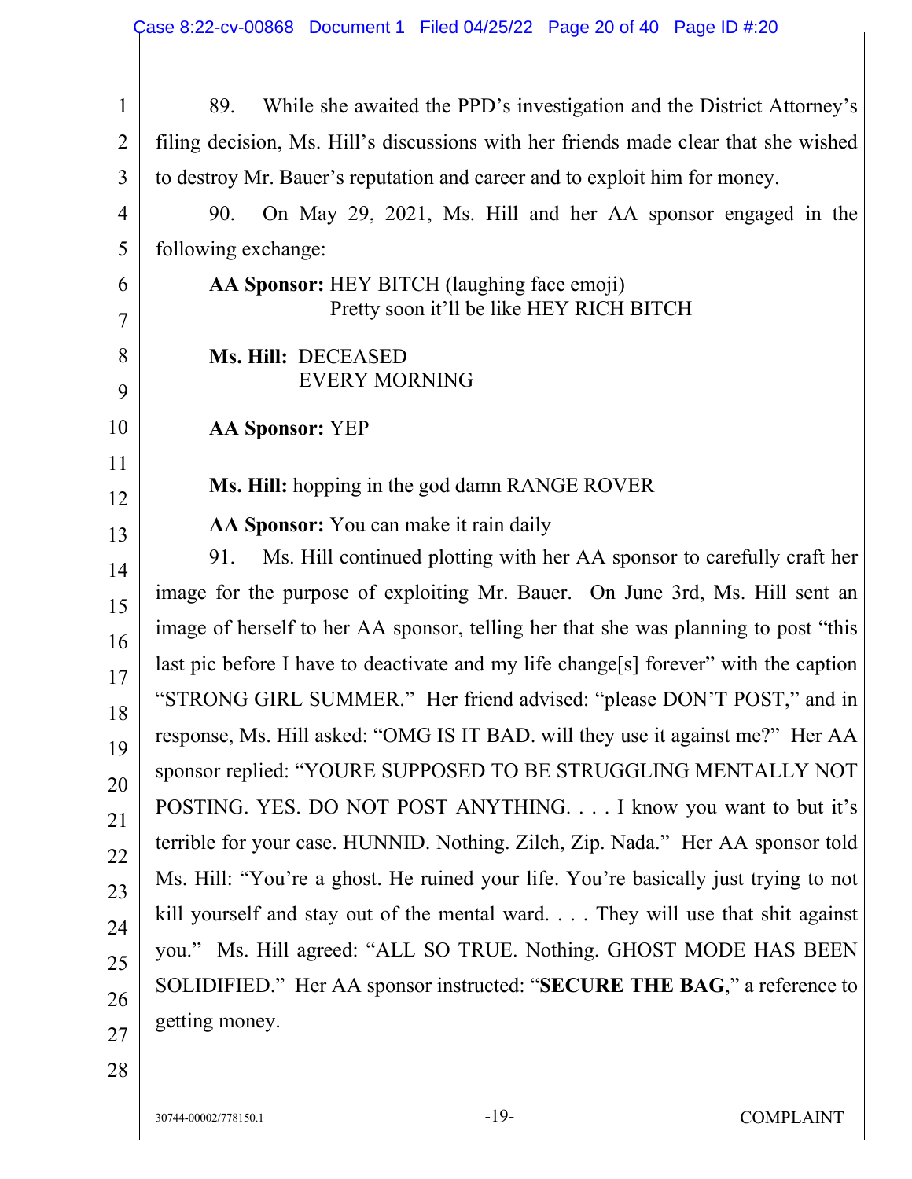89. While she awaited the PPD's investigation and the District Attorney's filing decision, Ms. Hill's discussions with her friends made clear that she wished to destroy Mr. Bauer's reputation and career and to exploit him for money.

90. On May 29, 2021, Ms. Hill and her AA sponsor engaged in the following exchange:

> **AA Sponsor:** HEY BITCH (laughing face emoji)
> Pretty soon it'll be like HEY RICH BITCH
>
> **Ms. Hill:** DECEASED
> EVERY MORNING
>
> **AA Sponsor:** YEP
>
> **Ms. Hill:** hopping in the god damn RANGE ROVER
>
> **AA Sponsor:** You can make it rain daily

91. Ms. Hill continued plotting with her AA sponsor to carefully craft her image for the purpose of exploiting Mr. Bauer. On June 3rd, Ms. Hill sent an image of herself to her AA sponsor, telling her that she was planning to post "this last pic before I have to deactivate and my life change[s] forever" with the caption "STRONG GIRL SUMMER." Her friend advised: "please DON'T POST," and in response, Ms. Hill asked: "OMG IS IT BAD. will they use it against me?" Her AA sponsor replied: "YOURE SUPPOSED TO BE STRUGGLING MENTALLY NOT POSTING. YES. DO NOT POST ANYTHING. . . . I know you want to but it's terrible for your case. HUNNID. Nothing. Zilch, Zip. Nada." Her AA sponsor told Ms. Hill: "You're a ghost. He ruined your life. You're basically just trying to not kill yourself and stay out of the mental ward. . . . They will use that shit against you." Ms. Hill agreed: "ALL SO TRUE. Nothing. GHOST MODE HAS BEEN SOLIDIFIED." Her AA sponsor instructed: "**SECURE THE BAG**," a reference to getting money.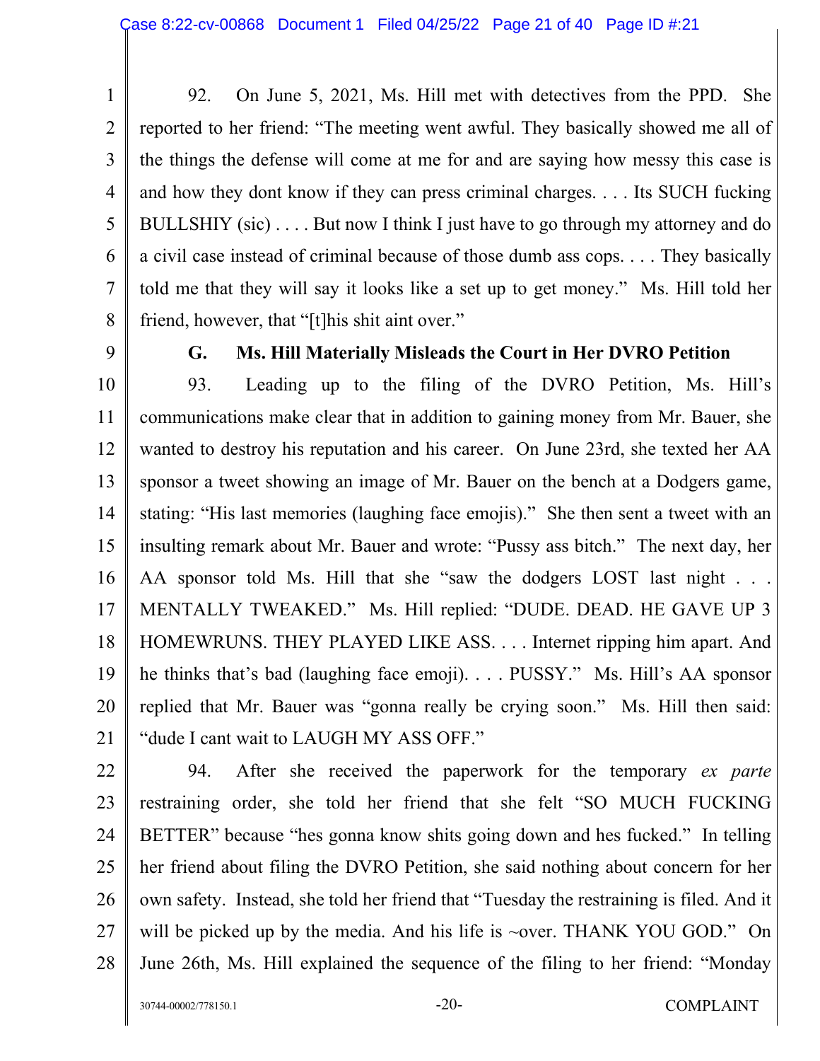92. On June 5, 2021, Ms. Hill met with detectives from the PPD. She reported to her friend: "The meeting went awful. They basically showed me all of the things the defense will come at me for and are saying how messy this case is and how they dont know if they can press criminal charges. . . . Its SUCH fucking BULLSHIY (sic) . . . . But now I think I just have to go through my attorney and do a civil case instead of criminal because of those dumb ass cops. . . . They basically told me that they will say it looks like a set up to get money." Ms. Hill told her friend, however, that "[t]his shit aint over."

**G. Ms. Hill Materially Misleads the Court in Her DVRO Petition**

93. Leading up to the filing of the DVRO Petition, Ms. Hill's communications make clear that in addition to gaining money from Mr. Bauer, she wanted to destroy his reputation and his career. On June 23rd, she texted her AA sponsor a tweet showing an image of Mr. Bauer on the bench at a Dodgers game, stating: "His last memories (laughing face emojis)." She then sent a tweet with an insulting remark about Mr. Bauer and wrote: "Pussy ass bitch." The next day, her AA sponsor told Ms. Hill that she "saw the dodgers LOST last night . . . MENTALLY TWEAKED." Ms. Hill replied: "DUDE. DEAD. HE GAVE UP 3 HOMEWRUNS. THEY PLAYED LIKE ASS. . . . Internet ripping him apart. And he thinks that's bad (laughing face emoji). . . . PUSSY." Ms. Hill's AA sponsor replied that Mr. Bauer was "gonna really be crying soon." Ms. Hill then said: "dude I cant wait to LAUGH MY ASS OFF."

94. After she received the paperwork for the temporary *ex parte* restraining order, she told her friend that she felt "SO MUCH FUCKING BETTER" because "hes gonna know shits going down and hes fucked." In telling her friend about filing the DVRO Petition, she said nothing about concern for her own safety. Instead, she told her friend that "Tuesday the restraining is filed. And it will be picked up by the media. And his life is ~over. THANK YOU GOD." On June 26th, Ms. Hill explained the sequence of the filing to her friend: "Monday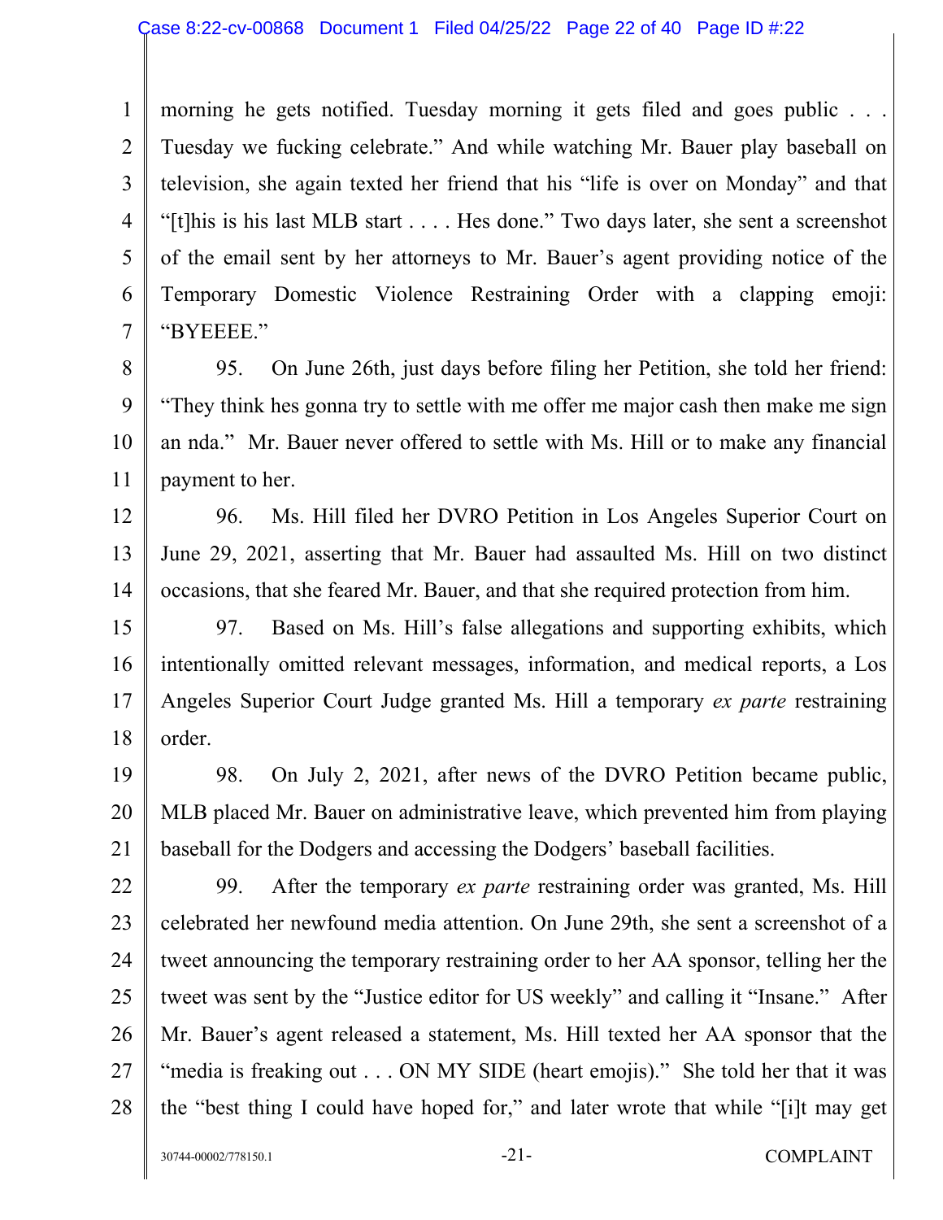morning he gets notified. Tuesday morning it gets filed and goes public . . . Tuesday we fucking celebrate." And while watching Mr. Bauer play baseball on television, she again texted her friend that his "life is over on Monday" and that "[t]his is his last MLB start . . . . Hes done." Two days later, she sent a screenshot of the email sent by her attorneys to Mr. Bauer's agent providing notice of the Temporary Domestic Violence Restraining Order with a clapping emoji: "BYEEEE."

95. On June 26th, just days before filing her Petition, she told her friend: "They think hes gonna try to settle with me offer me major cash then make me sign an nda." Mr. Bauer never offered to settle with Ms. Hill or to make any financial payment to her.

96. Ms. Hill filed her DVRO Petition in Los Angeles Superior Court on June 29, 2021, asserting that Mr. Bauer had assaulted Ms. Hill on two distinct occasions, that she feared Mr. Bauer, and that she required protection from him.

97. Based on Ms. Hill's false allegations and supporting exhibits, which intentionally omitted relevant messages, information, and medical reports, a Los Angeles Superior Court Judge granted Ms. Hill a temporary *ex parte* restraining order.

98. On July 2, 2021, after news of the DVRO Petition became public, MLB placed Mr. Bauer on administrative leave, which prevented him from playing baseball for the Dodgers and accessing the Dodgers' baseball facilities.

99. After the temporary *ex parte* restraining order was granted, Ms. Hill celebrated her newfound media attention. On June 29th, she sent a screenshot of a tweet announcing the temporary restraining order to her AA sponsor, telling her the tweet was sent by the "Justice editor for US weekly" and calling it "Insane." After Mr. Bauer's agent released a statement, Ms. Hill texted her AA sponsor that the "media is freaking out . . . ON MY SIDE (heart emojis)." She told her that it was the "best thing I could have hoped for," and later wrote that while "[i]t may get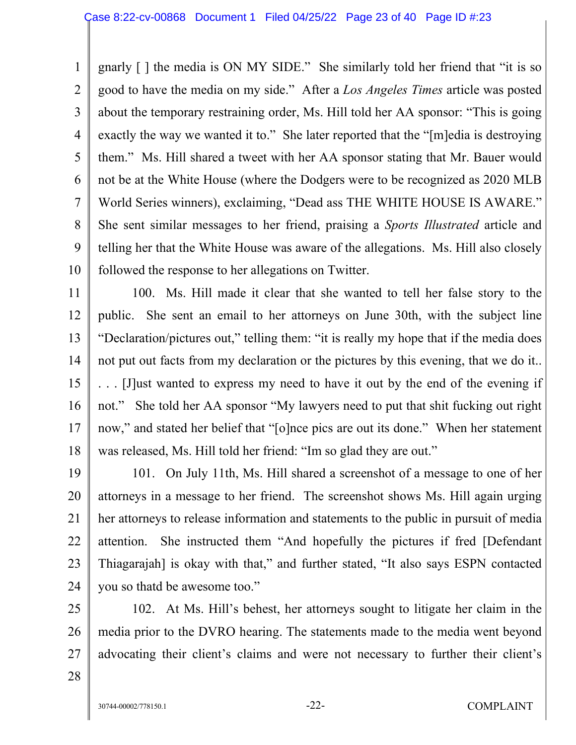gnarly [ ] the media is ON MY SIDE." She similarly told her friend that "it is so good to have the media on my side." After a *Los Angeles Times* article was posted about the temporary restraining order, Ms. Hill told her AA sponsor: "This is going exactly the way we wanted it to." She later reported that the "[m]edia is destroying them." Ms. Hill shared a tweet with her AA sponsor stating that Mr. Bauer would not be at the White House (where the Dodgers were to be recognized as 2020 MLB World Series winners), exclaiming, "Dead ass THE WHITE HOUSE IS AWARE." She sent similar messages to her friend, praising a *Sports Illustrated* article and telling her that the White House was aware of the allegations. Ms. Hill also closely followed the response to her allegations on Twitter.

100. Ms. Hill made it clear that she wanted to tell her false story to the public. She sent an email to her attorneys on June 30th, with the subject line "Declaration/pictures out," telling them: "it is really my hope that if the media does not put out facts from my declaration or the pictures by this evening, that we do it.. . . . [J]ust wanted to express my need to have it out by the end of the evening if not." She told her AA sponsor "My lawyers need to put that shit fucking out right now," and stated her belief that "[o]nce pics are out its done." When her statement was released, Ms. Hill told her friend: "Im so glad they are out."

101. On July 11th, Ms. Hill shared a screenshot of a message to one of her attorneys in a message to her friend. The screenshot shows Ms. Hill again urging her attorneys to release information and statements to the public in pursuit of media attention. She instructed them "And hopefully the pictures if fred [Defendant Thiagarajah] is okay with that," and further stated, "It also says ESPN contacted you so thatd be awesome too."

102. At Ms. Hill's behest, her attorneys sought to litigate her claim in the media prior to the DVRO hearing. The statements made to the media went beyond advocating their client's claims and were not necessary to further their client's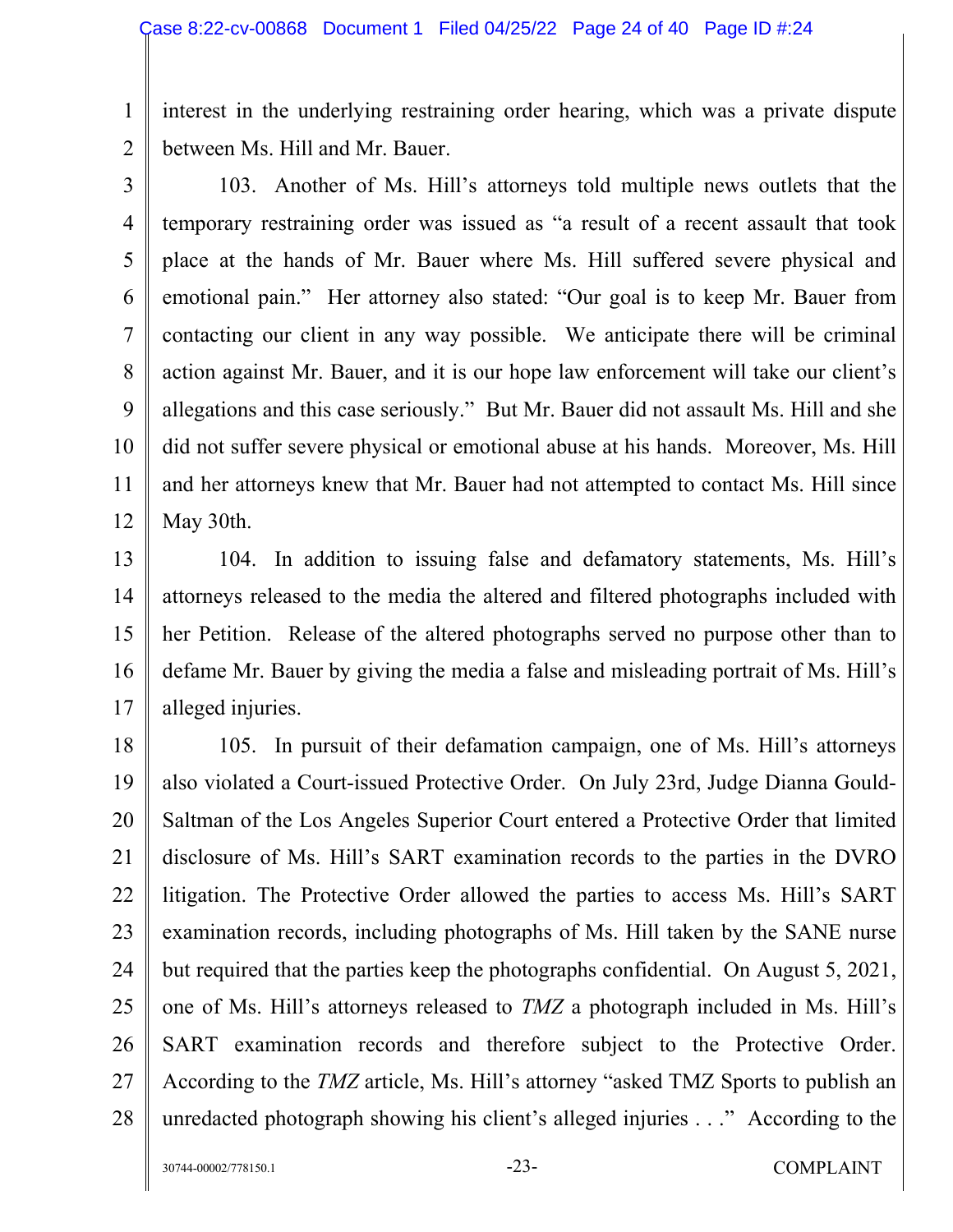interest in the underlying restraining order hearing, which was a private dispute between Ms. Hill and Mr. Bauer.

103. Another of Ms. Hill's attorneys told multiple news outlets that the temporary restraining order was issued as "a result of a recent assault that took place at the hands of Mr. Bauer where Ms. Hill suffered severe physical and emotional pain." Her attorney also stated: "Our goal is to keep Mr. Bauer from contacting our client in any way possible. We anticipate there will be criminal action against Mr. Bauer, and it is our hope law enforcement will take our client's allegations and this case seriously." But Mr. Bauer did not assault Ms. Hill and she did not suffer severe physical or emotional abuse at his hands. Moreover, Ms. Hill and her attorneys knew that Mr. Bauer had not attempted to contact Ms. Hill since May 30th.

104. In addition to issuing false and defamatory statements, Ms. Hill's attorneys released to the media the altered and filtered photographs included with her Petition. Release of the altered photographs served no purpose other than to defame Mr. Bauer by giving the media a false and misleading portrait of Ms. Hill's alleged injuries.

105. In pursuit of their defamation campaign, one of Ms. Hill's attorneys also violated a Court-issued Protective Order. On July 23rd, Judge Dianna Gould-Saltman of the Los Angeles Superior Court entered a Protective Order that limited disclosure of Ms. Hill's SART examination records to the parties in the DVRO litigation. The Protective Order allowed the parties to access Ms. Hill's SART examination records, including photographs of Ms. Hill taken by the SANE nurse but required that the parties keep the photographs confidential. On August 5, 2021, one of Ms. Hill's attorneys released to *TMZ* a photograph included in Ms. Hill's SART examination records and therefore subject to the Protective Order. According to the *TMZ* article, Ms. Hill's attorney "asked TMZ Sports to publish an unredacted photograph showing his client's alleged injuries . . ." According to the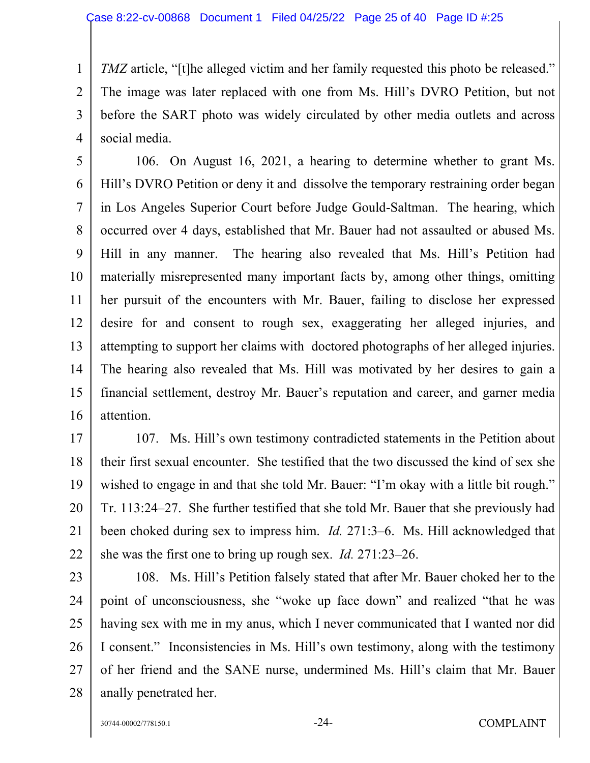*TMZ* article, "[t]he alleged victim and her family requested this photo be released." The image was later replaced with one from Ms. Hill's DVRO Petition, but not before the SART photo was widely circulated by other media outlets and across social media.

106. On August 16, 2021, a hearing to determine whether to grant Ms. Hill's DVRO Petition or deny it and dissolve the temporary restraining order began in Los Angeles Superior Court before Judge Gould-Saltman. The hearing, which occurred over 4 days, established that Mr. Bauer had not assaulted or abused Ms. Hill in any manner. The hearing also revealed that Ms. Hill's Petition had materially misrepresented many important facts by, among other things, omitting her pursuit of the encounters with Mr. Bauer, failing to disclose her expressed desire for and consent to rough sex, exaggerating her alleged injuries, and attempting to support her claims with doctored photographs of her alleged injuries. The hearing also revealed that Ms. Hill was motivated by her desires to gain a financial settlement, destroy Mr. Bauer's reputation and career, and garner media attention.

107. Ms. Hill's own testimony contradicted statements in the Petition about their first sexual encounter. She testified that the two discussed the kind of sex she wished to engage in and that she told Mr. Bauer: "I'm okay with a little bit rough." Tr. 113:24–27. She further testified that she told Mr. Bauer that she previously had been choked during sex to impress him. *Id.* 271:3–6. Ms. Hill acknowledged that she was the first one to bring up rough sex. *Id.* 271:23–26.

108. Ms. Hill's Petition falsely stated that after Mr. Bauer choked her to the point of unconsciousness, she "woke up face down" and realized "that he was having sex with me in my anus, which I never communicated that I wanted nor did I consent." Inconsistencies in Ms. Hill's own testimony, along with the testimony of her friend and the SANE nurse, undermined Ms. Hill's claim that Mr. Bauer anally penetrated her.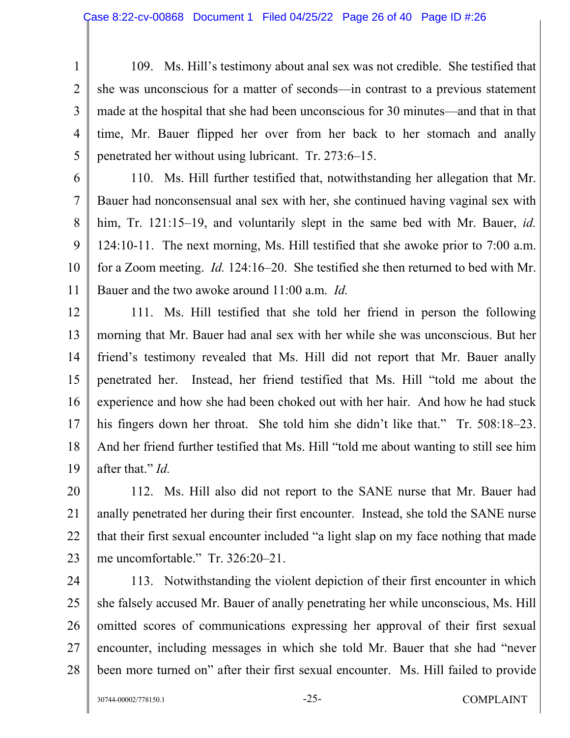109. Ms. Hill's testimony about anal sex was not credible. She testified that she was unconscious for a matter of seconds—in contrast to a previous statement made at the hospital that she had been unconscious for 30 minutes—and that in that time, Mr. Bauer flipped her over from her back to her stomach and anally penetrated her without using lubricant. Tr. 273:6–15.

110. Ms. Hill further testified that, notwithstanding her allegation that Mr. Bauer had nonconsensual anal sex with her, she continued having vaginal sex with him, Tr. 121:15–19, and voluntarily slept in the same bed with Mr. Bauer, *id.* 124:10-11. The next morning, Ms. Hill testified that she awoke prior to 7:00 a.m. for a Zoom meeting. *Id.* 124:16–20. She testified she then returned to bed with Mr. Bauer and the two awoke around 11:00 a.m. *Id.*

111. Ms. Hill testified that she told her friend in person the following morning that Mr. Bauer had anal sex with her while she was unconscious. But her friend's testimony revealed that Ms. Hill did not report that Mr. Bauer anally penetrated her. Instead, her friend testified that Ms. Hill "told me about the experience and how she had been choked out with her hair. And how he had stuck his fingers down her throat. She told him she didn't like that." Tr. 508:18–23. And her friend further testified that Ms. Hill "told me about wanting to still see him after that." *Id.*

112. Ms. Hill also did not report to the SANE nurse that Mr. Bauer had anally penetrated her during their first encounter. Instead, she told the SANE nurse that their first sexual encounter included "a light slap on my face nothing that made me uncomfortable." Tr. 326:20–21.

113. Notwithstanding the violent depiction of their first encounter in which she falsely accused Mr. Bauer of anally penetrating her while unconscious, Ms. Hill omitted scores of communications expressing her approval of their first sexual encounter, including messages in which she told Mr. Bauer that she had "never been more turned on" after their first sexual encounter. Ms. Hill failed to provide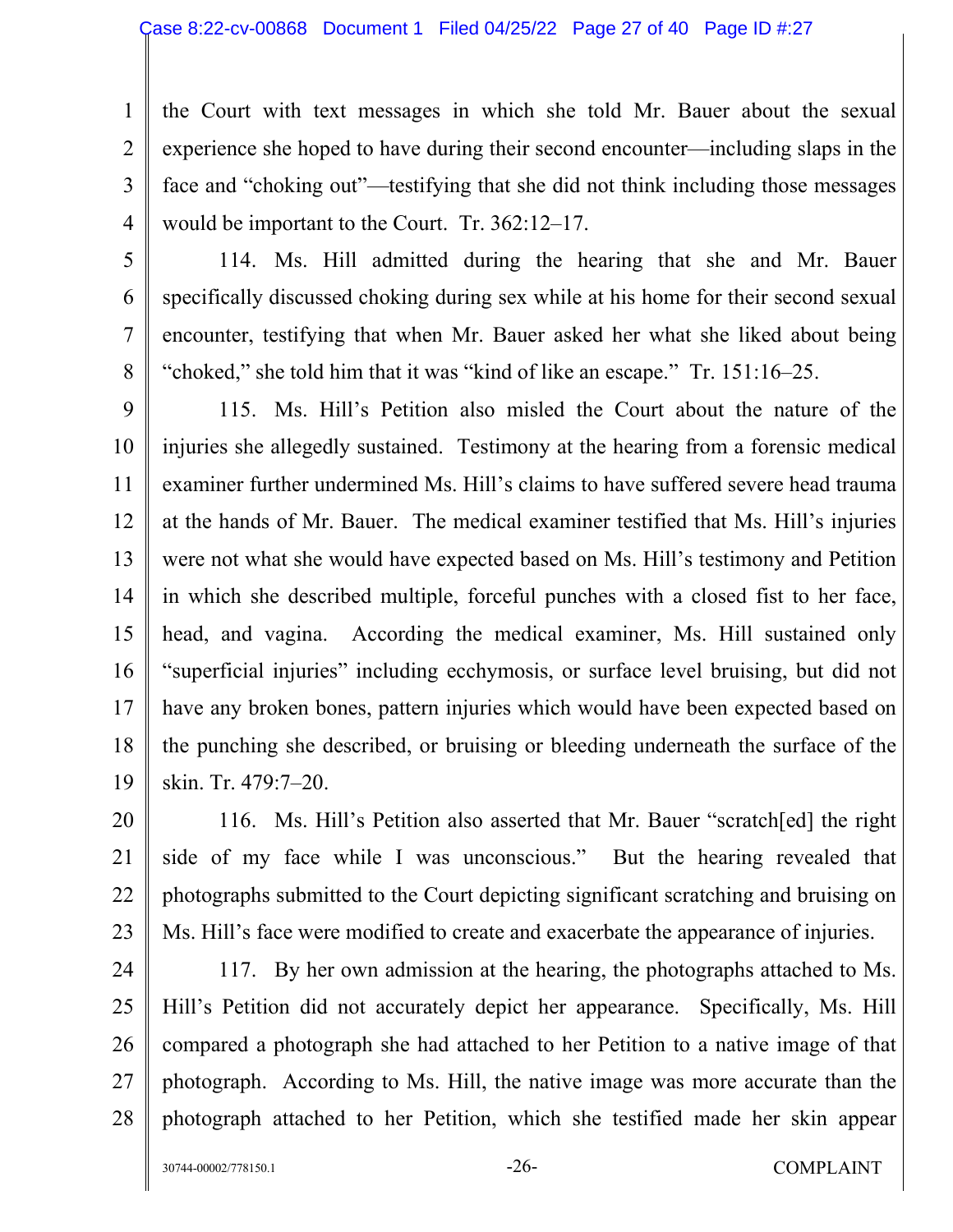the Court with text messages in which she told Mr. Bauer about the sexual experience she hoped to have during their second encounter—including slaps in the face and "choking out"—testifying that she did not think including those messages would be important to the Court. Tr. 362:12–17.

114. Ms. Hill admitted during the hearing that she and Mr. Bauer specifically discussed choking during sex while at his home for their second sexual encounter, testifying that when Mr. Bauer asked her what she liked about being "choked," she told him that it was "kind of like an escape." Tr. 151:16–25.

115. Ms. Hill's Petition also misled the Court about the nature of the injuries she allegedly sustained. Testimony at the hearing from a forensic medical examiner further undermined Ms. Hill's claims to have suffered severe head trauma at the hands of Mr. Bauer. The medical examiner testified that Ms. Hill's injuries were not what she would have expected based on Ms. Hill's testimony and Petition in which she described multiple, forceful punches with a closed fist to her face, head, and vagina. According the medical examiner, Ms. Hill sustained only "superficial injuries" including ecchymosis, or surface level bruising, but did not have any broken bones, pattern injuries which would have been expected based on the punching she described, or bruising or bleeding underneath the surface of the skin. Tr. 479:7–20.

116. Ms. Hill's Petition also asserted that Mr. Bauer "scratch[ed] the right side of my face while I was unconscious." But the hearing revealed that photographs submitted to the Court depicting significant scratching and bruising on Ms. Hill's face were modified to create and exacerbate the appearance of injuries.

117. By her own admission at the hearing, the photographs attached to Ms. Hill's Petition did not accurately depict her appearance. Specifically, Ms. Hill compared a photograph she had attached to her Petition to a native image of that photograph. According to Ms. Hill, the native image was more accurate than the photograph attached to her Petition, which she testified made her skin appear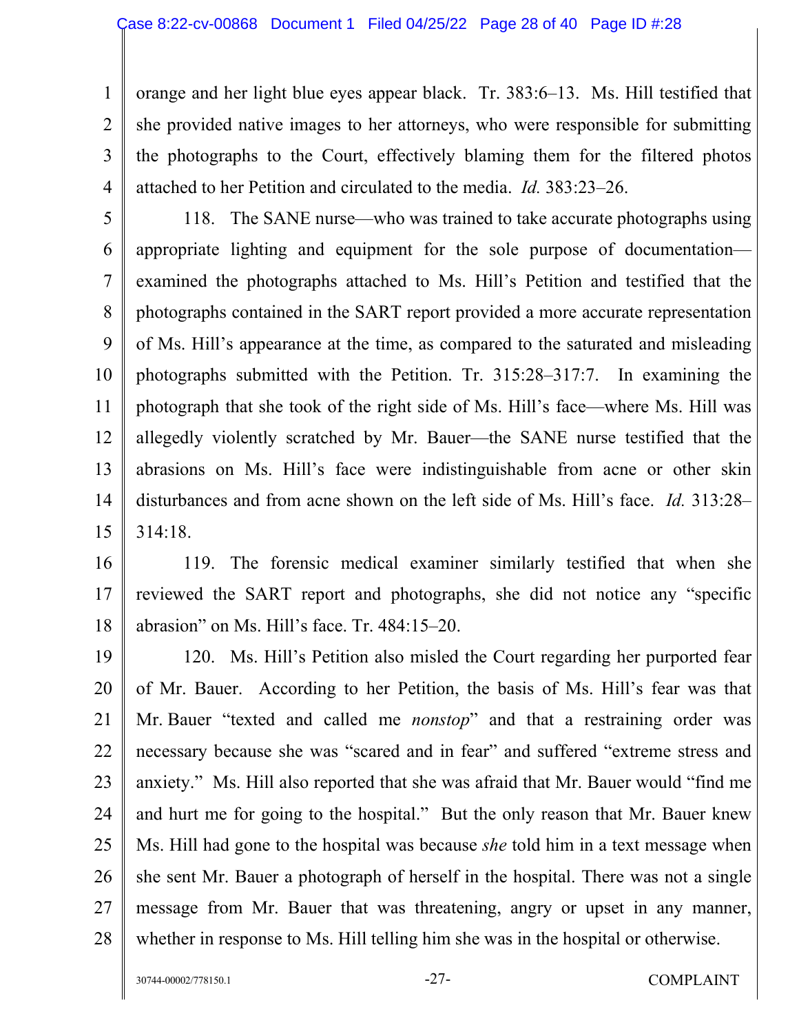orange and her light blue eyes appear black. Tr. 383:6–13. Ms. Hill testified that she provided native images to her attorneys, who were responsible for submitting the photographs to the Court, effectively blaming them for the filtered photos attached to her Petition and circulated to the media. *Id.* 383:23–26.

118. The SANE nurse—who was trained to take accurate photographs using appropriate lighting and equipment for the sole purpose of documentation—examined the photographs attached to Ms. Hill's Petition and testified that the photographs contained in the SART report provided a more accurate representation of Ms. Hill's appearance at the time, as compared to the saturated and misleading photographs submitted with the Petition. Tr. 315:28–317:7. In examining the photograph that she took of the right side of Ms. Hill's face—where Ms. Hill was allegedly violently scratched by Mr. Bauer—the SANE nurse testified that the abrasions on Ms. Hill's face were indistinguishable from acne or other skin disturbances and from acne shown on the left side of Ms. Hill's face. *Id.* 313:28–314:18.

119. The forensic medical examiner similarly testified that when she reviewed the SART report and photographs, she did not notice any "specific abrasion" on Ms. Hill's face. Tr. 484:15–20.

120. Ms. Hill's Petition also misled the Court regarding her purported fear of Mr. Bauer. According to her Petition, the basis of Ms. Hill's fear was that Mr. Bauer "texted and called me *nonstop*" and that a restraining order was necessary because she was "scared and in fear" and suffered "extreme stress and anxiety." Ms. Hill also reported that she was afraid that Mr. Bauer would "find me and hurt me for going to the hospital." But the only reason that Mr. Bauer knew Ms. Hill had gone to the hospital was because *she* told him in a text message when she sent Mr. Bauer a photograph of herself in the hospital. There was not a single message from Mr. Bauer that was threatening, angry or upset in any manner, whether in response to Ms. Hill telling him she was in the hospital or otherwise.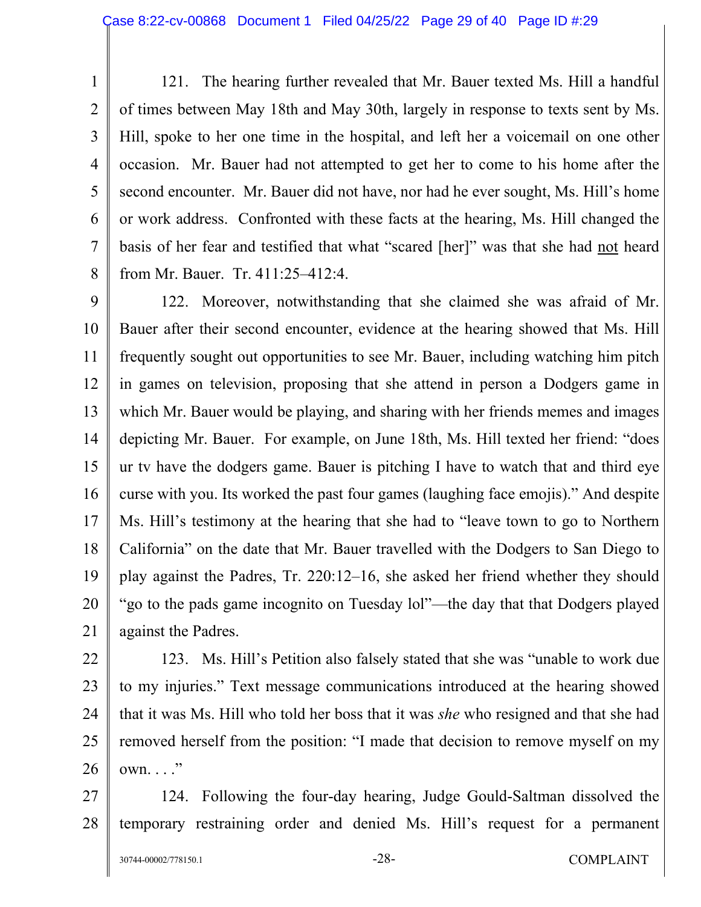121. The hearing further revealed that Mr. Bauer texted Ms. Hill a handful of times between May 18th and May 30th, largely in response to texts sent by Ms. Hill, spoke to her one time in the hospital, and left her a voicemail on one other occasion. Mr. Bauer had not attempted to get her to come to his home after the second encounter. Mr. Bauer did not have, nor had he ever sought, Ms. Hill's home or work address. Confronted with these facts at the hearing, Ms. Hill changed the basis of her fear and testified that what "scared [her]" was that she had <u>not</u> heard from Mr. Bauer. Tr. 411:25–412:4.

122. Moreover, notwithstanding that she claimed she was afraid of Mr. Bauer after their second encounter, evidence at the hearing showed that Ms. Hill frequently sought out opportunities to see Mr. Bauer, including watching him pitch in games on television, proposing that she attend in person a Dodgers game in which Mr. Bauer would be playing, and sharing with her friends memes and images depicting Mr. Bauer. For example, on June 18th, Ms. Hill texted her friend: "does ur tv have the dodgers game. Bauer is pitching I have to watch that and third eye curse with you. Its worked the past four games (laughing face emojis)." And despite Ms. Hill's testimony at the hearing that she had to "leave town to go to Northern California" on the date that Mr. Bauer travelled with the Dodgers to San Diego to play against the Padres, Tr. 220:12–16, she asked her friend whether they should "go to the pads game incognito on Tuesday lol"—the day that that Dodgers played against the Padres.

123. Ms. Hill's Petition also falsely stated that she was "unable to work due to my injuries." Text message communications introduced at the hearing showed that it was Ms. Hill who told her boss that it was *she* who resigned and that she had removed herself from the position: "I made that decision to remove myself on my own. . . ."

124. Following the four-day hearing, Judge Gould-Saltman dissolved the temporary restraining order and denied Ms. Hill's request for a permanent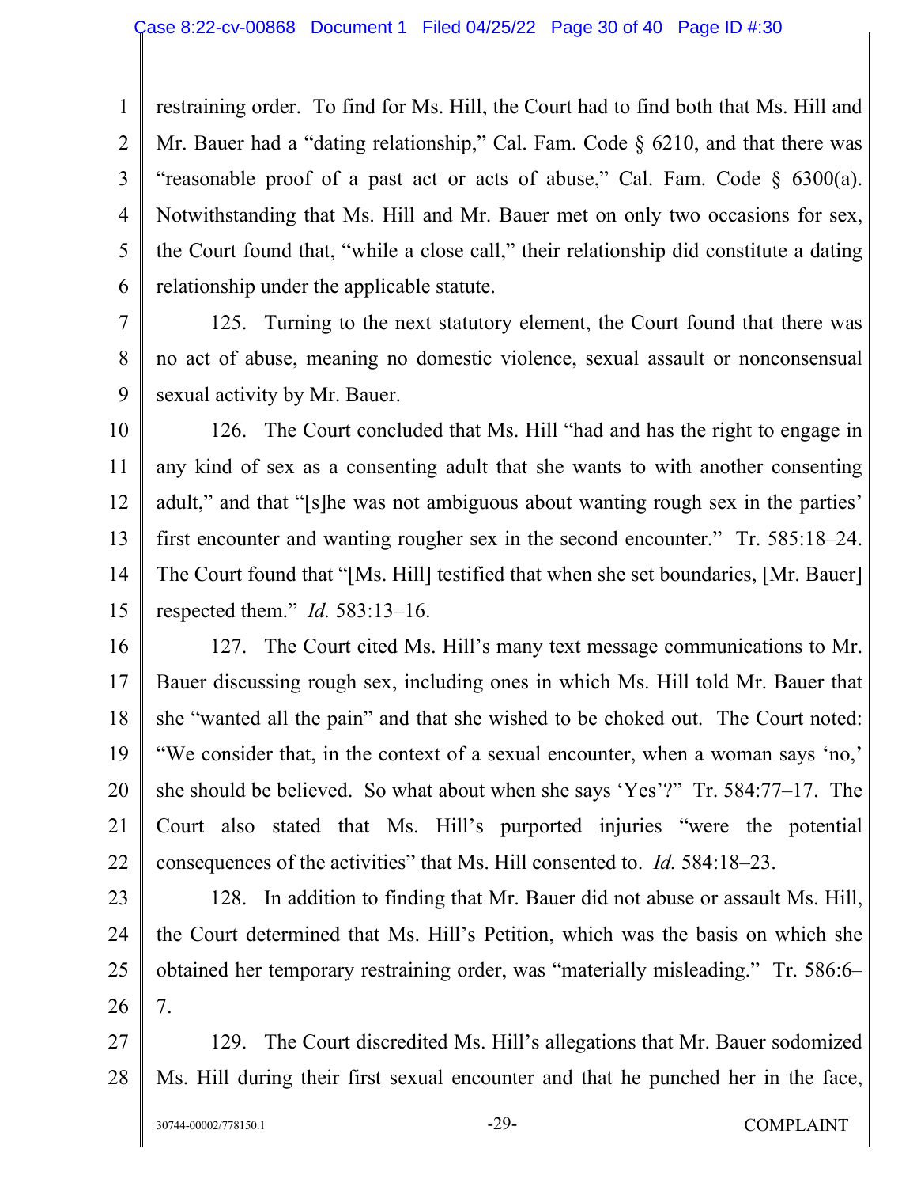restraining order. To find for Ms. Hill, the Court had to find both that Ms. Hill and Mr. Bauer had a "dating relationship," Cal. Fam. Code § 6210, and that there was "reasonable proof of a past act or acts of abuse," Cal. Fam. Code § 6300(a). Notwithstanding that Ms. Hill and Mr. Bauer met on only two occasions for sex, the Court found that, "while a close call," their relationship did constitute a dating relationship under the applicable statute.

125. Turning to the next statutory element, the Court found that there was no act of abuse, meaning no domestic violence, sexual assault or nonconsensual sexual activity by Mr. Bauer.

126. The Court concluded that Ms. Hill "had and has the right to engage in any kind of sex as a consenting adult that she wants to with another consenting adult," and that "[s]he was not ambiguous about wanting rough sex in the parties' first encounter and wanting rougher sex in the second encounter." Tr. 585:18–24. The Court found that "[Ms. Hill] testified that when she set boundaries, [Mr. Bauer] respected them." *Id.* 583:13–16.

127. The Court cited Ms. Hill's many text message communications to Mr. Bauer discussing rough sex, including ones in which Ms. Hill told Mr. Bauer that she "wanted all the pain" and that she wished to be choked out. The Court noted: "We consider that, in the context of a sexual encounter, when a woman says 'no,' she should be believed. So what about when she says 'Yes'?" Tr. 584:77–17. The Court also stated that Ms. Hill's purported injuries "were the potential consequences of the activities" that Ms. Hill consented to. *Id.* 584:18–23.

128. In addition to finding that Mr. Bauer did not abuse or assault Ms. Hill, the Court determined that Ms. Hill's Petition, which was the basis on which she obtained her temporary restraining order, was "materially misleading." Tr. 586:6–7.

129. The Court discredited Ms. Hill's allegations that Mr. Bauer sodomized Ms. Hill during their first sexual encounter and that he punched her in the face,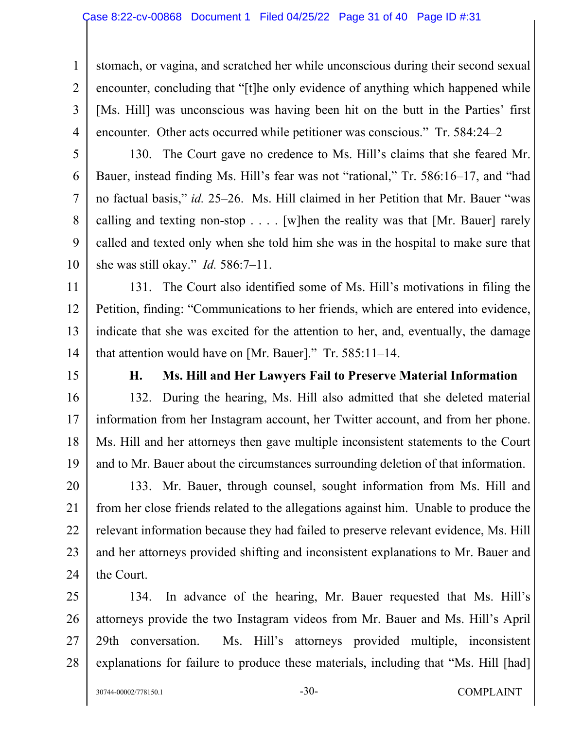stomach, or vagina, and scratched her while unconscious during their second sexual encounter, concluding that "[t]he only evidence of anything which happened while [Ms. Hill] was unconscious was having been hit on the butt in the Parties' first encounter. Other acts occurred while petitioner was conscious." Tr. 584:24–2

130. The Court gave no credence to Ms. Hill's claims that she feared Mr. Bauer, instead finding Ms. Hill's fear was not "rational," Tr. 586:16–17, and "had no factual basis," *id.* 25–26. Ms. Hill claimed in her Petition that Mr. Bauer "was calling and texting non-stop . . . . [w]hen the reality was that [Mr. Bauer] rarely called and texted only when she told him she was in the hospital to make sure that she was still okay." *Id.* 586:7–11.

131. The Court also identified some of Ms. Hill's motivations in filing the Petition, finding: "Communications to her friends, which are entered into evidence, indicate that she was excited for the attention to her, and, eventually, the damage that attention would have on [Mr. Bauer]." Tr. 585:11–14.

### H. Ms. Hill and Her Lawyers Fail to Preserve Material Information

132. During the hearing, Ms. Hill also admitted that she deleted material information from her Instagram account, her Twitter account, and from her phone. Ms. Hill and her attorneys then gave multiple inconsistent statements to the Court and to Mr. Bauer about the circumstances surrounding deletion of that information.

133. Mr. Bauer, through counsel, sought information from Ms. Hill and from her close friends related to the allegations against him. Unable to produce the relevant information because they had failed to preserve relevant evidence, Ms. Hill and her attorneys provided shifting and inconsistent explanations to Mr. Bauer and the Court.

134. In advance of the hearing, Mr. Bauer requested that Ms. Hill's attorneys provide the two Instagram videos from Mr. Bauer and Ms. Hill's April 29th conversation. Ms. Hill's attorneys provided multiple, inconsistent explanations for failure to produce these materials, including that "Ms. Hill [had]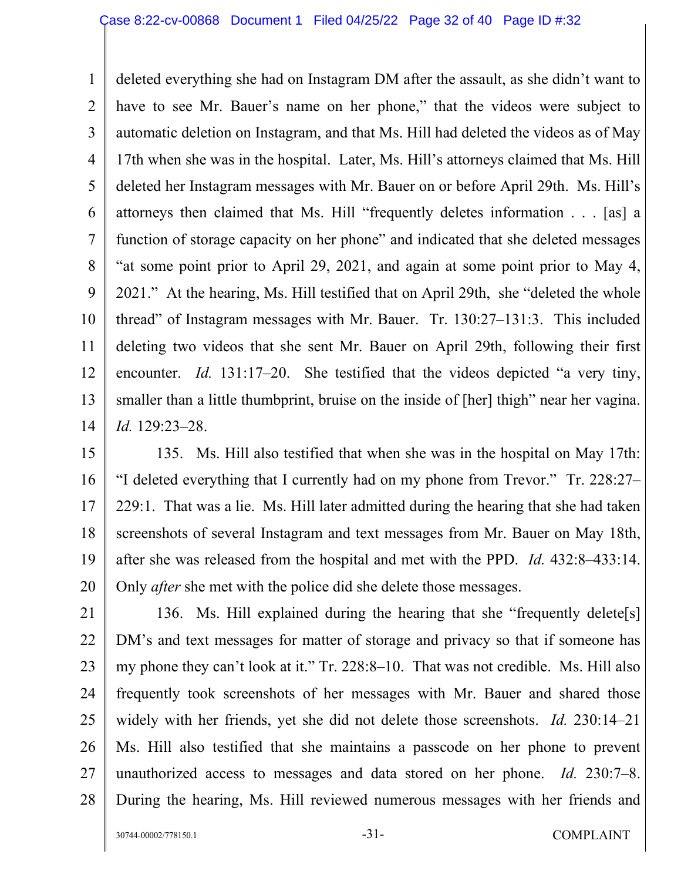deleted everything she had on Instagram DM after the assault, as she didn't want to have to see Mr. Bauer's name on her phone," that the videos were subject to automatic deletion on Instagram, and that Ms. Hill had deleted the videos as of May 17th when she was in the hospital. Later, Ms. Hill's attorneys claimed that Ms. Hill deleted her Instagram messages with Mr. Bauer on or before April 29th. Ms. Hill's attorneys then claimed that Ms. Hill "frequently deletes information . . . [as] a function of storage capacity on her phone" and indicated that she deleted messages "at some point prior to April 29, 2021, and again at some point prior to May 4, 2021." At the hearing, Ms. Hill testified that on April 29th, she "deleted the whole thread" of Instagram messages with Mr. Bauer. Tr. 130:27–131:3. This included deleting two videos that she sent Mr. Bauer on April 29th, following their first encounter. *Id.* 131:17–20. She testified that the videos depicted "a very tiny, smaller than a little thumbprint, bruise on the inside of [her] thigh" near her vagina. *Id.* 129:23–28.

135. Ms. Hill also testified that when she was in the hospital on May 17th: "I deleted everything that I currently had on my phone from Trevor." Tr. 228:27–229:1. That was a lie. Ms. Hill later admitted during the hearing that she had taken screenshots of several Instagram and text messages from Mr. Bauer on May 18th, after she was released from the hospital and met with the PPD. *Id.* 432:8–433:14. Only *after* she met with the police did she delete those messages.

136. Ms. Hill explained during the hearing that she "frequently delete[s] DM's and text messages for matter of storage and privacy so that if someone has my phone they can't look at it." Tr. 228:8–10. That was not credible. Ms. Hill also frequently took screenshots of her messages with Mr. Bauer and shared those widely with her friends, yet she did not delete those screenshots. *Id.* 230:14–21 Ms. Hill also testified that she maintains a passcode on her phone to prevent unauthorized access to messages and data stored on her phone. *Id.* 230:7–8. During the hearing, Ms. Hill reviewed numerous messages with her friends and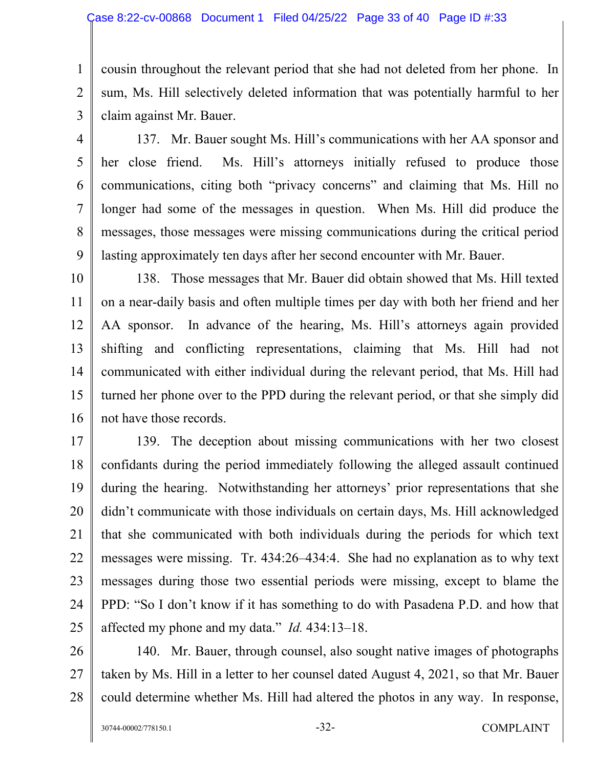cousin throughout the relevant period that she had not deleted from her phone. In sum, Ms. Hill selectively deleted information that was potentially harmful to her claim against Mr. Bauer.

137. Mr. Bauer sought Ms. Hill's communications with her AA sponsor and her close friend. Ms. Hill's attorneys initially refused to produce those communications, citing both "privacy concerns" and claiming that Ms. Hill no longer had some of the messages in question. When Ms. Hill did produce the messages, those messages were missing communications during the critical period lasting approximately ten days after her second encounter with Mr. Bauer.

138. Those messages that Mr. Bauer did obtain showed that Ms. Hill texted on a near-daily basis and often multiple times per day with both her friend and her AA sponsor. In advance of the hearing, Ms. Hill's attorneys again provided shifting and conflicting representations, claiming that Ms. Hill had not communicated with either individual during the relevant period, that Ms. Hill had turned her phone over to the PPD during the relevant period, or that she simply did not have those records.

139. The deception about missing communications with her two closest confidants during the period immediately following the alleged assault continued during the hearing. Notwithstanding her attorneys' prior representations that she didn't communicate with those individuals on certain days, Ms. Hill acknowledged that she communicated with both individuals during the periods for which text messages were missing. Tr. 434:26–434:4. She had no explanation as to why text messages during those two essential periods were missing, except to blame the PPD: "So I don't know if it has something to do with Pasadena P.D. and how that affected my phone and my data." *Id.* 434:13–18.

140. Mr. Bauer, through counsel, also sought native images of photographs taken by Ms. Hill in a letter to her counsel dated August 4, 2021, so that Mr. Bauer could determine whether Ms. Hill had altered the photos in any way. In response,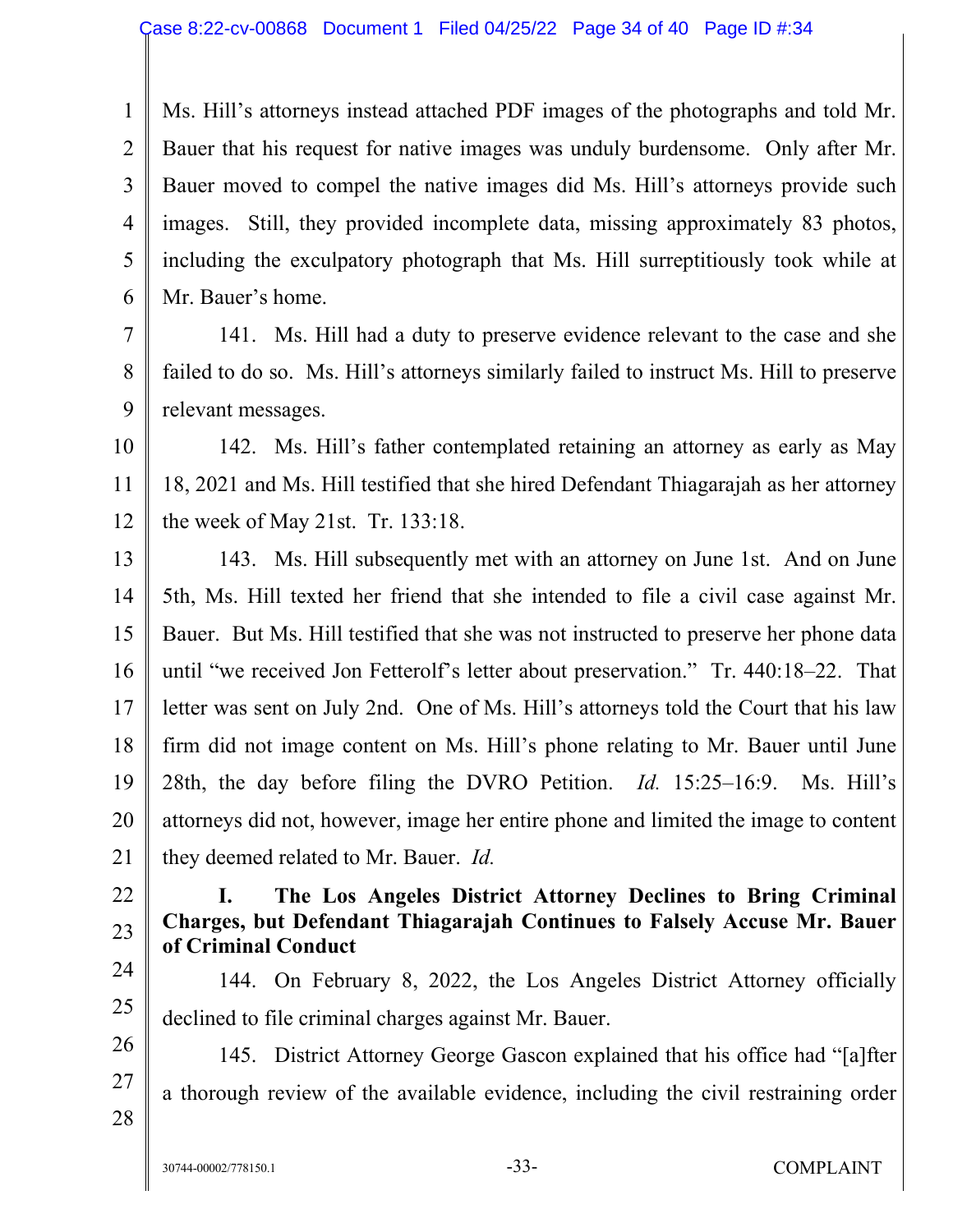Ms. Hill's attorneys instead attached PDF images of the photographs and told Mr. Bauer that his request for native images was unduly burdensome. Only after Mr. Bauer moved to compel the native images did Ms. Hill's attorneys provide such images. Still, they provided incomplete data, missing approximately 83 photos, including the exculpatory photograph that Ms. Hill surreptitiously took while at Mr. Bauer's home.

141. Ms. Hill had a duty to preserve evidence relevant to the case and she failed to do so. Ms. Hill's attorneys similarly failed to instruct Ms. Hill to preserve relevant messages.

142. Ms. Hill's father contemplated retaining an attorney as early as May 18, 2021 and Ms. Hill testified that she hired Defendant Thiagarajah as her attorney the week of May 21st. Tr. 133:18.

143. Ms. Hill subsequently met with an attorney on June 1st. And on June 5th, Ms. Hill texted her friend that she intended to file a civil case against Mr. Bauer. But Ms. Hill testified that she was not instructed to preserve her phone data until "we received Jon Fetterolf's letter about preservation." Tr. 440:18–22. That letter was sent on July 2nd. One of Ms. Hill's attorneys told the Court that his law firm did not image content on Ms. Hill's phone relating to Mr. Bauer until June 28th, the day before filing the DVRO Petition. *Id.* 15:25–16:9. Ms. Hill's attorneys did not, however, image her entire phone and limited the image to content they deemed related to Mr. Bauer. *Id.*

**I. The Los Angeles District Attorney Declines to Bring Criminal Charges, but Defendant Thiagarajah Continues to Falsely Accuse Mr. Bauer of Criminal Conduct**

144. On February 8, 2022, the Los Angeles District Attorney officially declined to file criminal charges against Mr. Bauer.

145. District Attorney George Gascon explained that his office had "[a]fter a thorough review of the available evidence, including the civil restraining order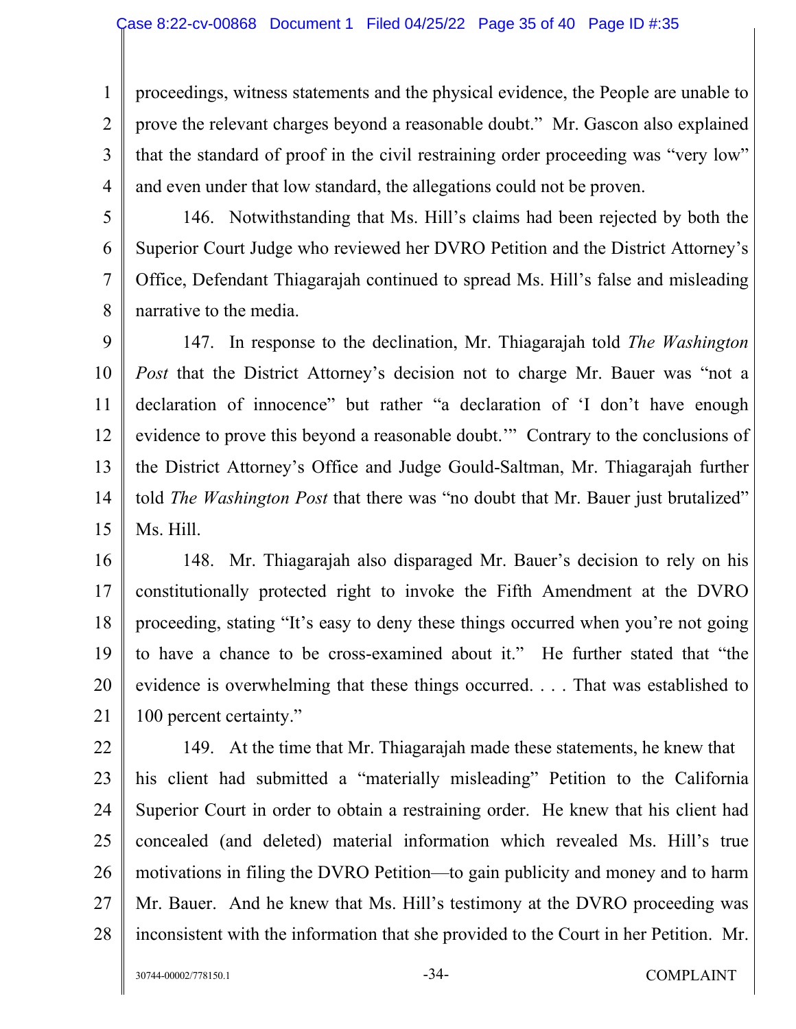proceedings, witness statements and the physical evidence, the People are unable to prove the relevant charges beyond a reasonable doubt." Mr. Gascon also explained that the standard of proof in the civil restraining order proceeding was "very low" and even under that low standard, the allegations could not be proven.

146. Notwithstanding that Ms. Hill's claims had been rejected by both the Superior Court Judge who reviewed her DVRO Petition and the District Attorney's Office, Defendant Thiagarajah continued to spread Ms. Hill's false and misleading narrative to the media.

147. In response to the declination, Mr. Thiagarajah told *The Washington Post* that the District Attorney's decision not to charge Mr. Bauer was "not a declaration of innocence" but rather "a declaration of 'I don't have enough evidence to prove this beyond a reasonable doubt.'" Contrary to the conclusions of the District Attorney's Office and Judge Gould-Saltman, Mr. Thiagarajah further told *The Washington Post* that there was "no doubt that Mr. Bauer just brutalized" Ms. Hill.

148. Mr. Thiagarajah also disparaged Mr. Bauer's decision to rely on his constitutionally protected right to invoke the Fifth Amendment at the DVRO proceeding, stating "It's easy to deny these things occurred when you're not going to have a chance to be cross-examined about it." He further stated that "the evidence is overwhelming that these things occurred. . . . That was established to 100 percent certainty."

149. At the time that Mr. Thiagarajah made these statements, he knew that his client had submitted a "materially misleading" Petition to the California Superior Court in order to obtain a restraining order. He knew that his client had concealed (and deleted) material information which revealed Ms. Hill's true motivations in filing the DVRO Petition—to gain publicity and money and to harm Mr. Bauer. And he knew that Ms. Hill's testimony at the DVRO proceeding was inconsistent with the information that she provided to the Court in her Petition. Mr.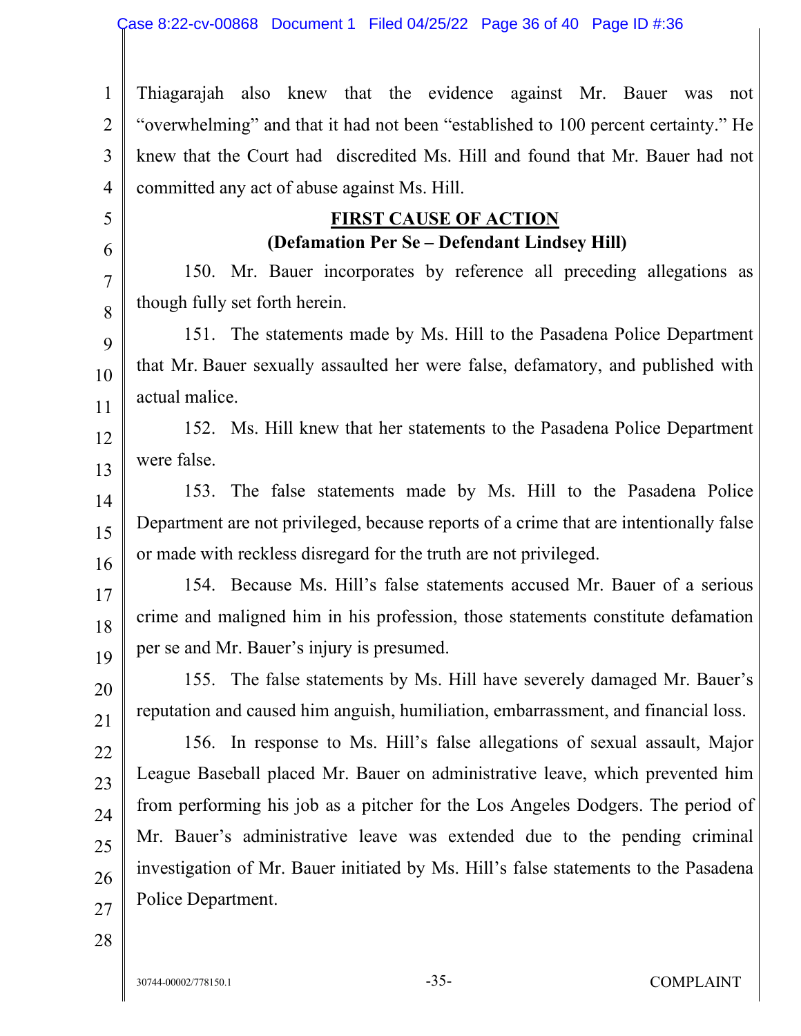Thiagarajah also knew that the evidence against Mr. Bauer was not "overwhelming" and that it had not been "established to 100 percent certainty." He knew that the Court had discredited Ms. Hill and found that Mr. Bauer had not committed any act of abuse against Ms. Hill.

## FIRST CAUSE OF ACTION

**(Defamation Per Se – Defendant Lindsey Hill)**

150. Mr. Bauer incorporates by reference all preceding allegations as though fully set forth herein.

151. The statements made by Ms. Hill to the Pasadena Police Department that Mr. Bauer sexually assaulted her were false, defamatory, and published with actual malice.

152. Ms. Hill knew that her statements to the Pasadena Police Department were false.

153. The false statements made by Ms. Hill to the Pasadena Police Department are not privileged, because reports of a crime that are intentionally false or made with reckless disregard for the truth are not privileged.

154. Because Ms. Hill's false statements accused Mr. Bauer of a serious crime and maligned him in his profession, those statements constitute defamation per se and Mr. Bauer's injury is presumed.

155. The false statements by Ms. Hill have severely damaged Mr. Bauer's reputation and caused him anguish, humiliation, embarrassment, and financial loss.

156. In response to Ms. Hill's false allegations of sexual assault, Major League Baseball placed Mr. Bauer on administrative leave, which prevented him from performing his job as a pitcher for the Los Angeles Dodgers. The period of Mr. Bauer's administrative leave was extended due to the pending criminal investigation of Mr. Bauer initiated by Ms. Hill's false statements to the Pasadena Police Department.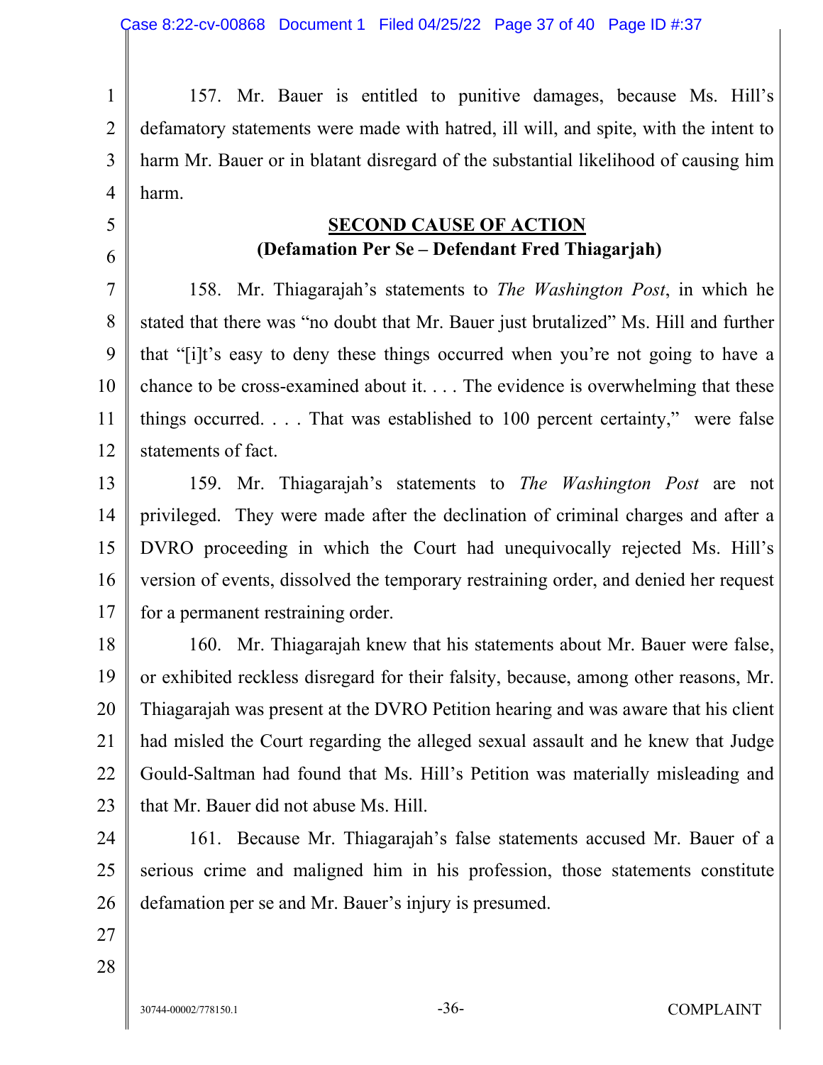157. Mr. Bauer is entitled to punitive damages, because Ms. Hill's defamatory statements were made with hatred, ill will, and spite, with the intent to harm Mr. Bauer or in blatant disregard of the substantial likelihood of causing him harm.

## SECOND CAUSE OF ACTION

**(Defamation Per Se – Defendant Fred Thiagarjah)**

158. Mr. Thiagarajah's statements to *The Washington Post*, in which he stated that there was "no doubt that Mr. Bauer just brutalized" Ms. Hill and further that "[i]t's easy to deny these things occurred when you're not going to have a chance to be cross-examined about it. . . . The evidence is overwhelming that these things occurred. . . . That was established to 100 percent certainty," were false statements of fact.

159. Mr. Thiagarajah's statements to *The Washington Post* are not privileged. They were made after the declination of criminal charges and after a DVRO proceeding in which the Court had unequivocally rejected Ms. Hill's version of events, dissolved the temporary restraining order, and denied her request for a permanent restraining order.

160. Mr. Thiagarajah knew that his statements about Mr. Bauer were false, or exhibited reckless disregard for their falsity, because, among other reasons, Mr. Thiagarajah was present at the DVRO Petition hearing and was aware that his client had misled the Court regarding the alleged sexual assault and he knew that Judge Gould-Saltman had found that Ms. Hill's Petition was materially misleading and that Mr. Bauer did not abuse Ms. Hill.

161. Because Mr. Thiagarajah's false statements accused Mr. Bauer of a serious crime and maligned him in his profession, those statements constitute defamation per se and Mr. Bauer's injury is presumed.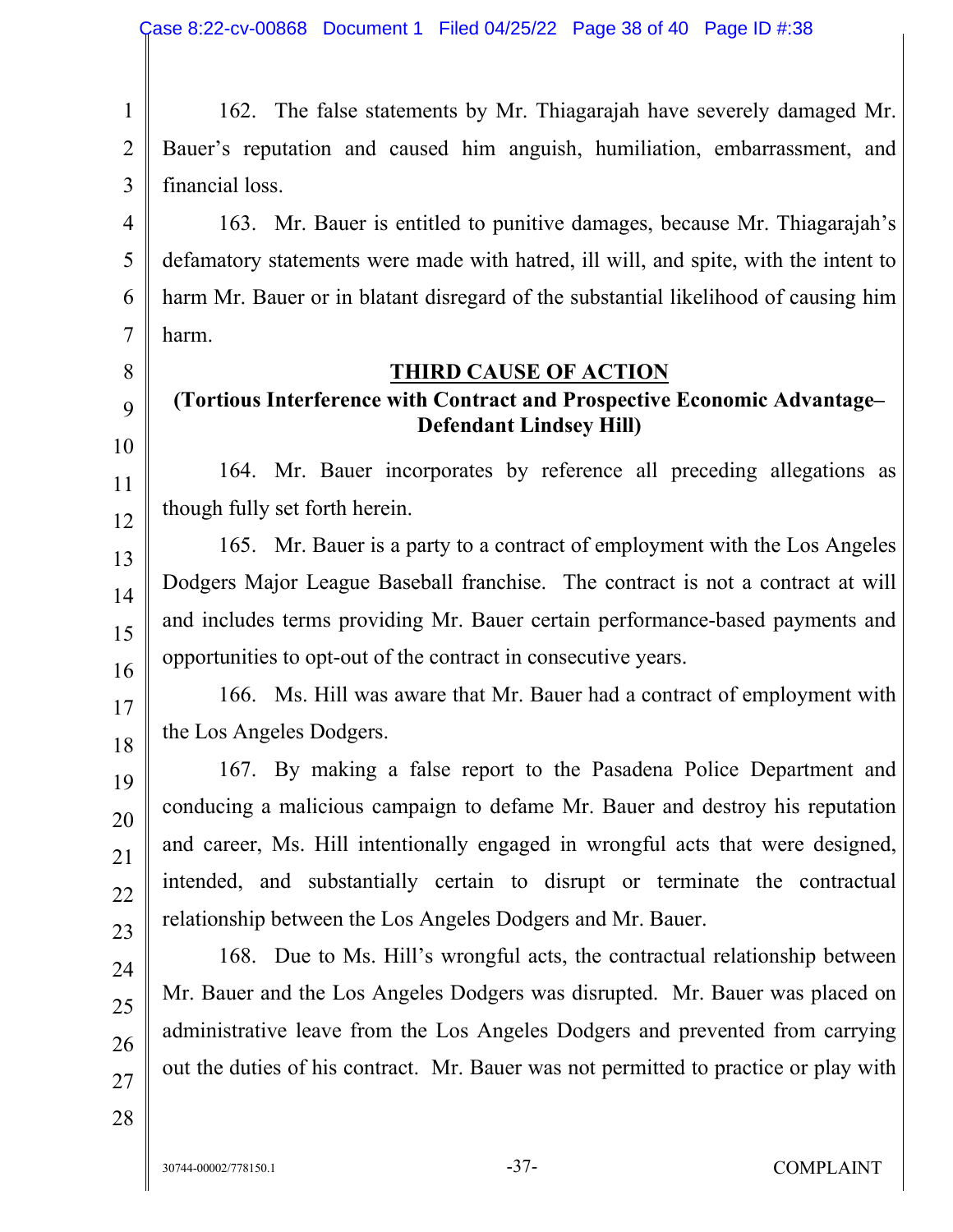162. The false statements by Mr. Thiagarajah have severely damaged Mr. Bauer's reputation and caused him anguish, humiliation, embarrassment, and financial loss.

163. Mr. Bauer is entitled to punitive damages, because Mr. Thiagarajah's defamatory statements were made with hatred, ill will, and spite, with the intent to harm Mr. Bauer or in blatant disregard of the substantial likelihood of causing him harm.

## THIRD CAUSE OF ACTION

**(Tortious Interference with Contract and Prospective Economic Advantage– Defendant Lindsey Hill)**

164. Mr. Bauer incorporates by reference all preceding allegations as though fully set forth herein.

165. Mr. Bauer is a party to a contract of employment with the Los Angeles Dodgers Major League Baseball franchise. The contract is not a contract at will and includes terms providing Mr. Bauer certain performance-based payments and opportunities to opt-out of the contract in consecutive years.

166. Ms. Hill was aware that Mr. Bauer had a contract of employment with the Los Angeles Dodgers.

167. By making a false report to the Pasadena Police Department and conducing a malicious campaign to defame Mr. Bauer and destroy his reputation and career, Ms. Hill intentionally engaged in wrongful acts that were designed, intended, and substantially certain to disrupt or terminate the contractual relationship between the Los Angeles Dodgers and Mr. Bauer.

168. Due to Ms. Hill's wrongful acts, the contractual relationship between Mr. Bauer and the Los Angeles Dodgers was disrupted. Mr. Bauer was placed on administrative leave from the Los Angeles Dodgers and prevented from carrying out the duties of his contract. Mr. Bauer was not permitted to practice or play with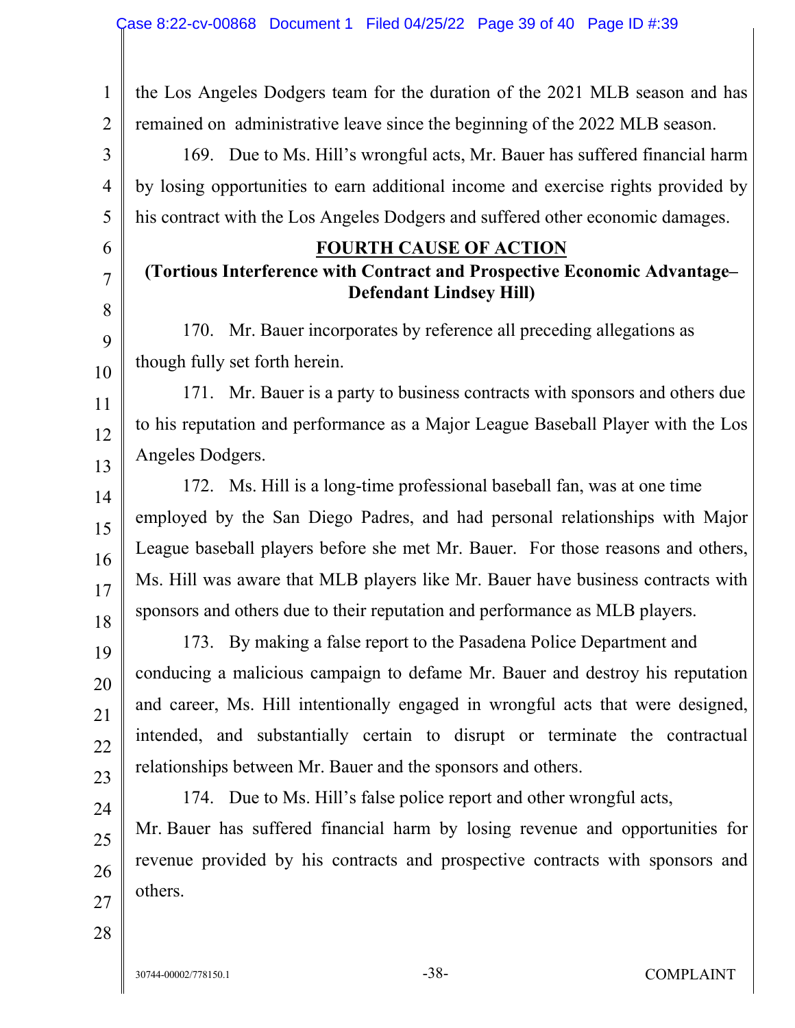the Los Angeles Dodgers team for the duration of the 2021 MLB season and has remained on administrative leave since the beginning of the 2022 MLB season.

169. Due to Ms. Hill's wrongful acts, Mr. Bauer has suffered financial harm by losing opportunities to earn additional income and exercise rights provided by his contract with the Los Angeles Dodgers and suffered other economic damages.

## FOURTH CAUSE OF ACTION

**(Tortious Interference with Contract and Prospective Economic Advantage– Defendant Lindsey Hill)**

170. Mr. Bauer incorporates by reference all preceding allegations as though fully set forth herein.

171. Mr. Bauer is a party to business contracts with sponsors and others due to his reputation and performance as a Major League Baseball Player with the Los Angeles Dodgers.

172. Ms. Hill is a long-time professional baseball fan, was at one time employed by the San Diego Padres, and had personal relationships with Major League baseball players before she met Mr. Bauer. For those reasons and others, Ms. Hill was aware that MLB players like Mr. Bauer have business contracts with sponsors and others due to their reputation and performance as MLB players.

173. By making a false report to the Pasadena Police Department and conducing a malicious campaign to defame Mr. Bauer and destroy his reputation and career, Ms. Hill intentionally engaged in wrongful acts that were designed, intended, and substantially certain to disrupt or terminate the contractual relationships between Mr. Bauer and the sponsors and others.

174. Due to Ms. Hill's false police report and other wrongful acts, Mr. Bauer has suffered financial harm by losing revenue and opportunities for revenue provided by his contracts and prospective contracts with sponsors and others.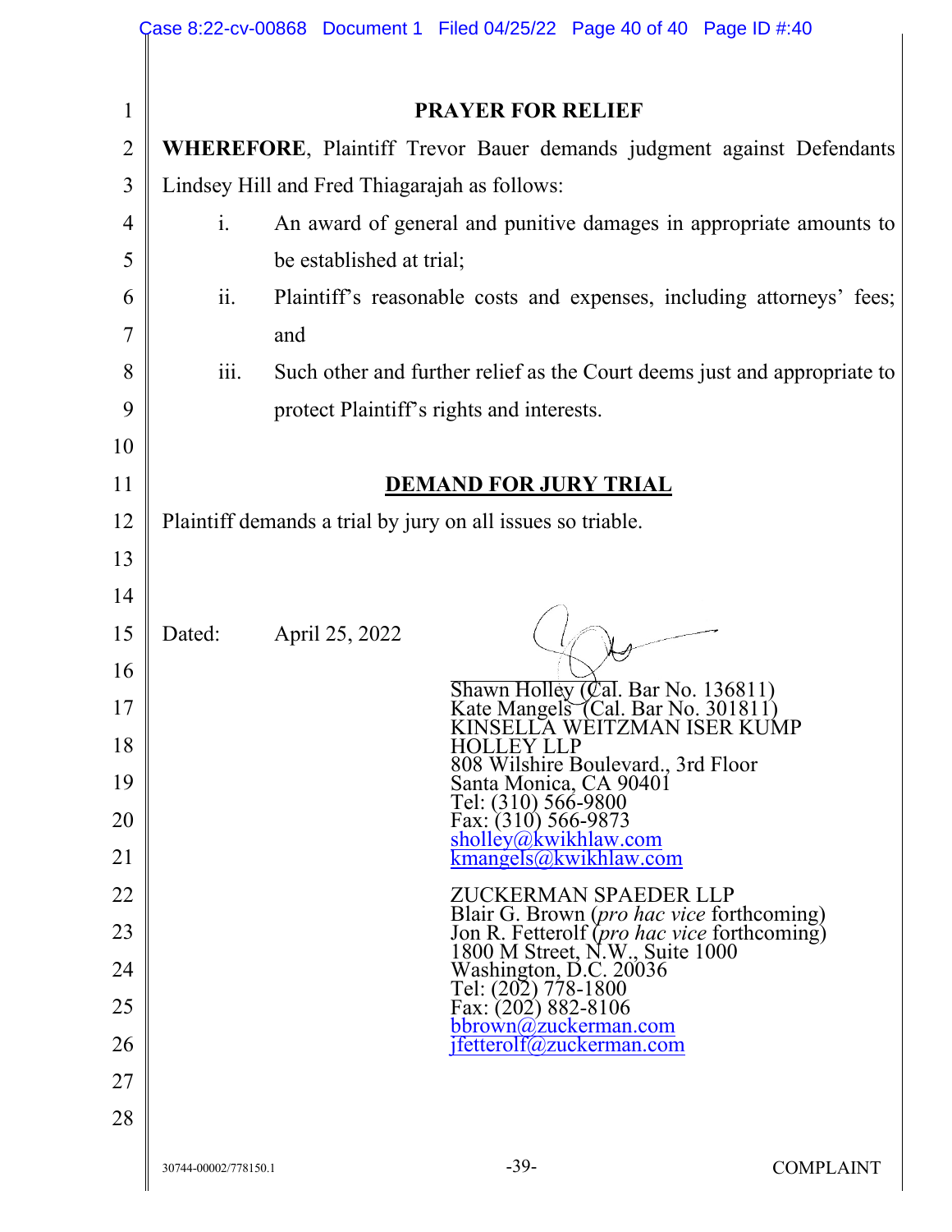## PRAYER FOR RELIEF

**WHEREFORE**, Plaintiff Trevor Bauer demands judgment against Defendants Lindsey Hill and Fred Thiagarajah as follows:

i. An award of general and punitive damages in appropriate amounts to be established at trial;

ii. Plaintiff's reasonable costs and expenses, including attorneys' fees; and

iii. Such other and further relief as the Court deems just and appropriate to protect Plaintiff's rights and interests.

## DEMAND FOR JURY TRIAL

Plaintiff demands a trial by jury on all issues so triable.

Dated: April 25, 2022

Shawn Holley (Cal. Bar No. 136811)
Kate Mangels (Cal. Bar No. 301811)
KINSELLA WEITZMAN ISER KUMP HOLLEY LLP
808 Wilshire Boulevard., 3rd Floor
Santa Monica, CA 90401
Tel: (310) 566-9800
Fax: (310) 566-9873
sholley@kwikhlaw.com
kmangels@kwikhlaw.com

ZUCKERMAN SPAEDER LLP
Blair G. Brown (*pro hac vice* forthcoming)
Jon R. Fetterolf (*pro hac vice* forthcoming)
1800 M Street, N.W., Suite 1000
Washington, D.C. 20036
Tel: (202) 778-1800
Fax: (202) 882-8106
bbrown@zuckerman.com
jfetterolf@zuckerman.com

30744-00002/778150.1

COMPLAINT